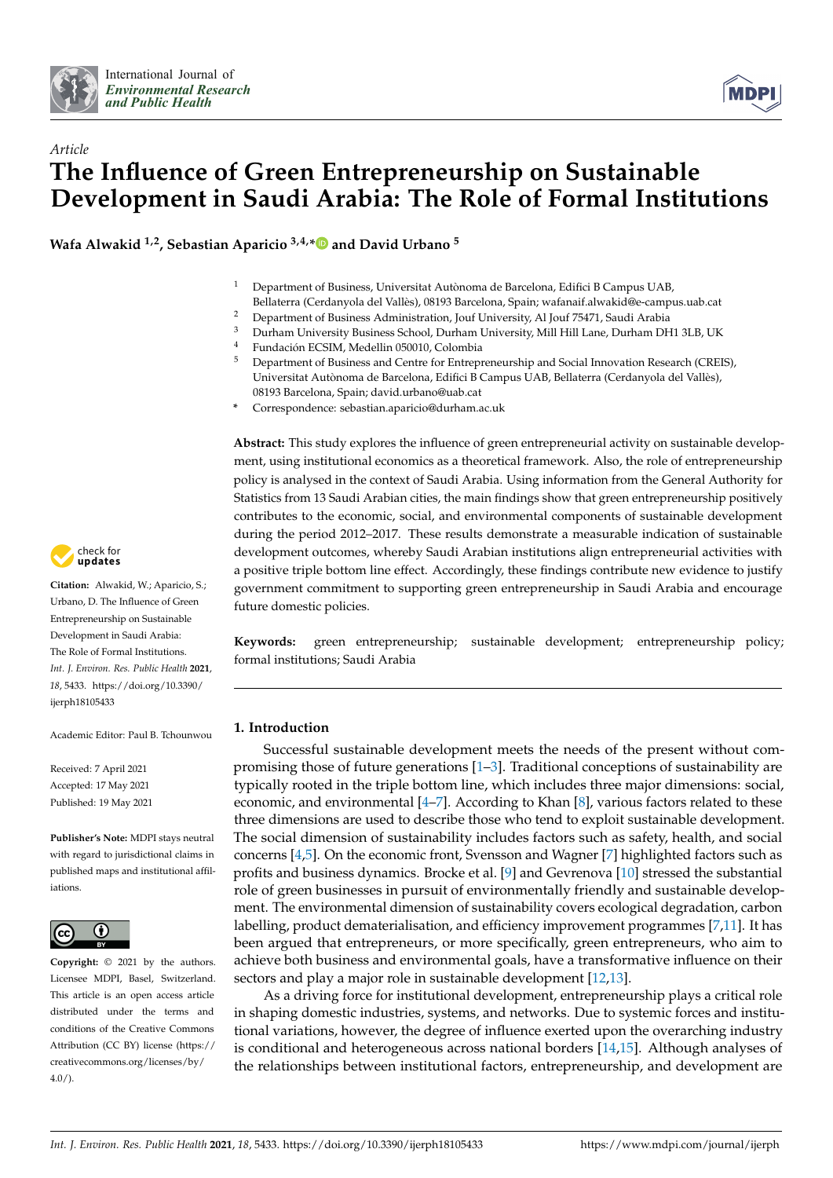*Article*

# The Influence of Green Entrepreneurship on Sustainable Development in Saudi Arabia: The Role of Formal Institutions

**Wafa Alwakid [1,2], Sebastian Aparicio [3,4,*] and David Urbano [5]**

[1] Department of Business, Universitat Autònoma de Barcelona, Edifici B Campus UAB, Bellaterra (Cerdanyola del Vallès), 08193 Barcelona, Spain; wafanaif.alwakid@e-campus.uab.cat
[2] Department of Business Administration, Jouf University, Al Jouf 75471, Saudi Arabia
[3] Durham University Business School, Durham University, Mill Hill Lane, Durham DH1 3LB, UK
[4] Fundación ECSIM, Medellin 050010, Colombia
[5] Department of Business and Centre for Entrepreneurship and Social Innovation Research (CREIS), Universitat Autònoma de Barcelona, Edifici B Campus UAB, Bellaterra (Cerdanyola del Vallès), 08193 Barcelona, Spain; david.urbano@uab.cat
* Correspondence: sebastian.aparicio@durham.ac.uk

**Citation:** Alwakid, W.; Aparicio, S.; Urbano, D. The Influence of Green Entrepreneurship on Sustainable Development in Saudi Arabia: The Role of Formal Institutions. *Int. J. Environ. Res. Public Health* **2021**, *18*, 5433. https://doi.org/10.3390/ijerph18105433

Academic Editor: Paul B. Tchounwou

Received: 7 April 2021
Accepted: 17 May 2021
Published: 19 May 2021

**Publisher's Note:** MDPI stays neutral with regard to jurisdictional claims in published maps and institutional affiliations.

**Copyright:** © 2021 by the authors. Licensee MDPI, Basel, Switzerland. This article is an open access article distributed under the terms and conditions of the Creative Commons Attribution (CC BY) license (https://creativecommons.org/licenses/by/4.0/).

**Abstract:** This study explores the influence of green entrepreneurial activity on sustainable development, using institutional economics as a theoretical framework. Also, the role of entrepreneurship policy is analysed in the context of Saudi Arabia. Using information from the General Authority for Statistics from 13 Saudi Arabian cities, the main findings show that green entrepreneurship positively contributes to the economic, social, and environmental components of sustainable development during the period 2012–2017. These results demonstrate a measurable indication of sustainable development outcomes, whereby Saudi Arabian institutions align entrepreneurial activities with a positive triple bottom line effect. Accordingly, these findings contribute new evidence to justify government commitment to supporting green entrepreneurship in Saudi Arabia and encourage future domestic policies.

**Keywords:** green entrepreneurship; sustainable development; entrepreneurship policy; formal institutions; Saudi Arabia

## 1. Introduction

Successful sustainable development meets the needs of the present without compromising those of future generations [1–3]. Traditional conceptions of sustainability are typically rooted in the triple bottom line, which includes three major dimensions: social, economic, and environmental [4–7]. According to Khan [8], various factors related to these three dimensions are used to describe those who tend to exploit sustainable development. The social dimension of sustainability includes factors such as safety, health, and social concerns [4,5]. On the economic front, Svensson and Wagner [7] highlighted factors such as profits and business dynamics. Brocke et al. [9] and Gevrenova [10] stressed the substantial role of green businesses in pursuit of environmentally friendly and sustainable development. The environmental dimension of sustainability covers ecological degradation, carbon labelling, product dematerialisation, and efficiency improvement programmes [7,11]. It has been argued that entrepreneurs, or more specifically, green entrepreneurs, who aim to achieve both business and environmental goals, have a transformative influence on their sectors and play a major role in sustainable development [12,13].

As a driving force for institutional development, entrepreneurship plays a critical role in shaping domestic industries, systems, and networks. Due to systemic forces and institutional variations, however, the degree of influence exerted upon the overarching industry is conditional and heterogeneous across national borders [14,15]. Although analyses of the relationships between institutional factors, entrepreneurship, and development are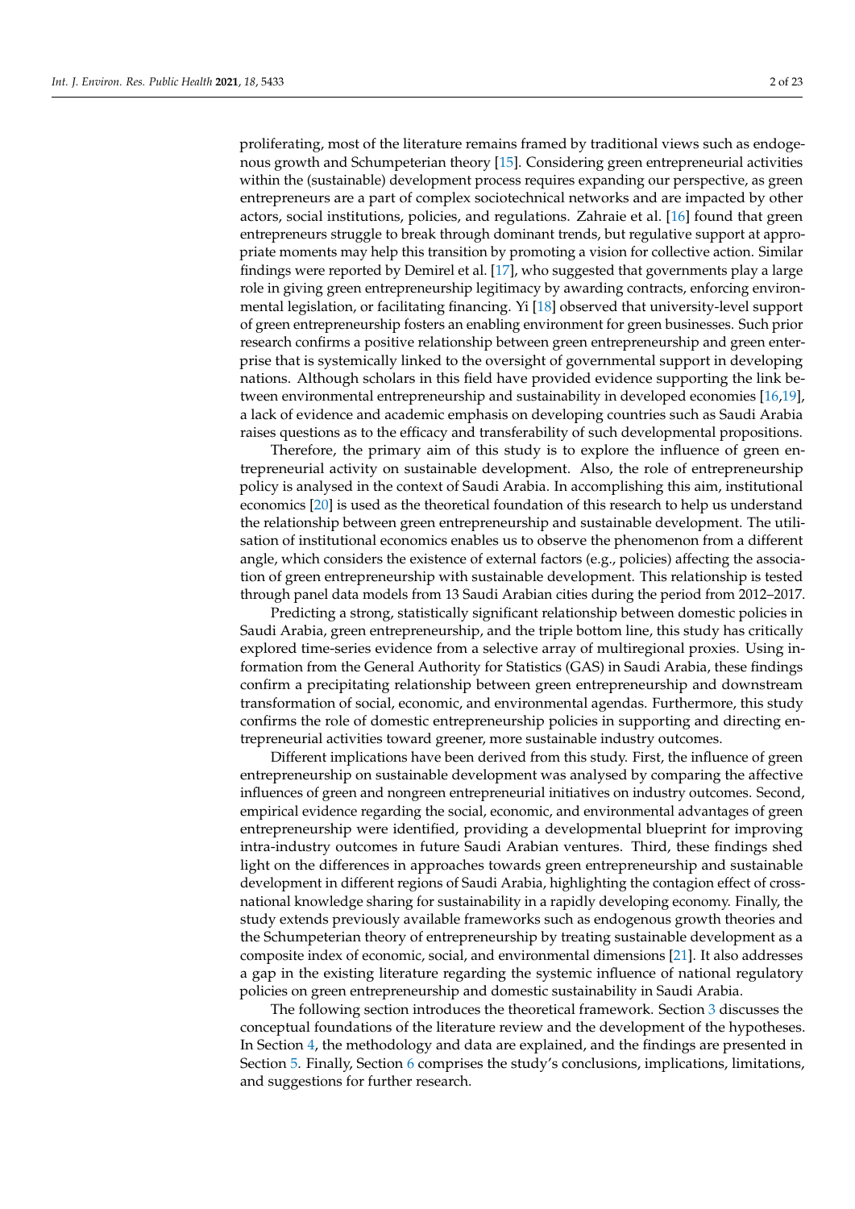proliferating, most of the literature remains framed by traditional views such as endogenous growth and Schumpeterian theory [15]. Considering green entrepreneurial activities within the (sustainable) development process requires expanding our perspective, as green entrepreneurs are a part of complex sociotechnical networks and are impacted by other actors, social institutions, policies, and regulations. Zahraie et al. [16] found that green entrepreneurs struggle to break through dominant trends, but regulative support at appropriate moments may help this transition by promoting a vision for collective action. Similar findings were reported by Demirel et al. [17], who suggested that governments play a large role in giving green entrepreneurship legitimacy by awarding contracts, enforcing environmental legislation, or facilitating financing. Yi [18] observed that university-level support of green entrepreneurship fosters an enabling environment for green businesses. Such prior research confirms a positive relationship between green entrepreneurship and green enterprise that is systemically linked to the oversight of governmental support in developing nations. Although scholars in this field have provided evidence supporting the link between environmental entrepreneurship and sustainability in developed economies [16,19], a lack of evidence and academic emphasis on developing countries such as Saudi Arabia raises questions as to the efficacy and transferability of such developmental propositions.

Therefore, the primary aim of this study is to explore the influence of green entrepreneurial activity on sustainable development. Also, the role of entrepreneurship policy is analysed in the context of Saudi Arabia. In accomplishing this aim, institutional economics [20] is used as the theoretical foundation of this research to help us understand the relationship between green entrepreneurship and sustainable development. The utilisation of institutional economics enables us to observe the phenomenon from a different angle, which considers the existence of external factors (e.g., policies) affecting the association of green entrepreneurship with sustainable development. This relationship is tested through panel data models from 13 Saudi Arabian cities during the period from 2012–2017.

Predicting a strong, statistically significant relationship between domestic policies in Saudi Arabia, green entrepreneurship, and the triple bottom line, this study has critically explored time-series evidence from a selective array of multiregional proxies. Using information from the General Authority for Statistics (GAS) in Saudi Arabia, these findings confirm a precipitating relationship between green entrepreneurship and downstream transformation of social, economic, and environmental agendas. Furthermore, this study confirms the role of domestic entrepreneurship policies in supporting and directing entrepreneurial activities toward greener, more sustainable industry outcomes.

Different implications have been derived from this study. First, the influence of green entrepreneurship on sustainable development was analysed by comparing the affective influences of green and nongreen entrepreneurial initiatives on industry outcomes. Second, empirical evidence regarding the social, economic, and environmental advantages of green entrepreneurship were identified, providing a developmental blueprint for improving intra-industry outcomes in future Saudi Arabian ventures. Third, these findings shed light on the differences in approaches towards green entrepreneurship and sustainable development in different regions of Saudi Arabia, highlighting the contagion effect of cross-national knowledge sharing for sustainability in a rapidly developing economy. Finally, the study extends previously available frameworks such as endogenous growth theories and the Schumpeterian theory of entrepreneurship by treating sustainable development as a composite index of economic, social, and environmental dimensions [21]. It also addresses a gap in the existing literature regarding the systemic influence of national regulatory policies on green entrepreneurship and domestic sustainability in Saudi Arabia.

The following section introduces the theoretical framework. Section 3 discusses the conceptual foundations of the literature review and the development of the hypotheses. In Section 4, the methodology and data are explained, and the findings are presented in Section 5. Finally, Section 6 comprises the study's conclusions, implications, limitations, and suggestions for further research.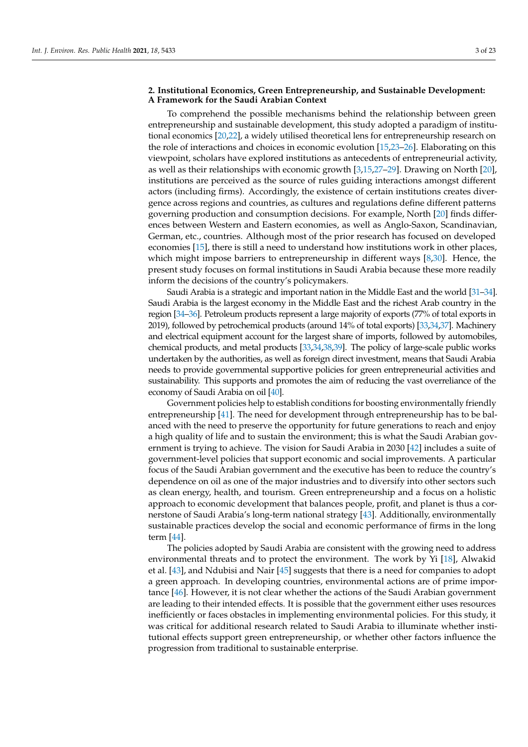## 2. Institutional Economics, Green Entrepreneurship, and Sustainable Development: A Framework for the Saudi Arabian Context

To comprehend the possible mechanisms behind the relationship between green entrepreneurship and sustainable development, this study adopted a paradigm of institutional economics [20,22], a widely utilised theoretical lens for entrepreneurship research on the role of interactions and choices in economic evolution [15,23–26]. Elaborating on this viewpoint, scholars have explored institutions as antecedents of entrepreneurial activity, as well as their relationships with economic growth [3,15,27–29]. Drawing on North [20], institutions are perceived as the source of rules guiding interactions amongst different actors (including firms). Accordingly, the existence of certain institutions creates divergence across regions and countries, as cultures and regulations define different patterns governing production and consumption decisions. For example, North [20] finds differences between Western and Eastern economies, as well as Anglo-Saxon, Scandinavian, German, etc., countries. Although most of the prior research has focused on developed economies [15], there is still a need to understand how institutions work in other places, which might impose barriers to entrepreneurship in different ways [8,30]. Hence, the present study focuses on formal institutions in Saudi Arabia because these more readily inform the decisions of the country's policymakers.

Saudi Arabia is a strategic and important nation in the Middle East and the world [31–34]. Saudi Arabia is the largest economy in the Middle East and the richest Arab country in the region [34–36]. Petroleum products represent a large majority of exports (77% of total exports in 2019), followed by petrochemical products (around 14% of total exports) [33,34,37]. Machinery and electrical equipment account for the largest share of imports, followed by automobiles, chemical products, and metal products [33,34,38,39]. The policy of large-scale public works undertaken by the authorities, as well as foreign direct investment, means that Saudi Arabia needs to provide governmental supportive policies for green entrepreneurial activities and sustainability. This supports and promotes the aim of reducing the vast overreliance of the economy of Saudi Arabia on oil [40].

Government policies help to establish conditions for boosting environmentally friendly entrepreneurship [41]. The need for development through entrepreneurship has to be balanced with the need to preserve the opportunity for future generations to reach and enjoy a high quality of life and to sustain the environment; this is what the Saudi Arabian government is trying to achieve. The vision for Saudi Arabia in 2030 [42] includes a suite of government-level policies that support economic and social improvements. A particular focus of the Saudi Arabian government and the executive has been to reduce the country's dependence on oil as one of the major industries and to diversify into other sectors such as clean energy, health, and tourism. Green entrepreneurship and a focus on a holistic approach to economic development that balances people, profit, and planet is thus a cornerstone of Saudi Arabia's long-term national strategy [43]. Additionally, environmentally sustainable practices develop the social and economic performance of firms in the long term [44].

The policies adopted by Saudi Arabia are consistent with the growing need to address environmental threats and to protect the environment. The work by Yi [18], Alwakid et al. [43], and Ndubisi and Nair [45] suggests that there is a need for companies to adopt a green approach. In developing countries, environmental actions are of prime importance [46]. However, it is not clear whether the actions of the Saudi Arabian government are leading to their intended effects. It is possible that the government either uses resources inefficiently or faces obstacles in implementing environmental policies. For this study, it was critical for additional research related to Saudi Arabia to illuminate whether institutional effects support green entrepreneurship, or whether other factors influence the progression from traditional to sustainable enterprise.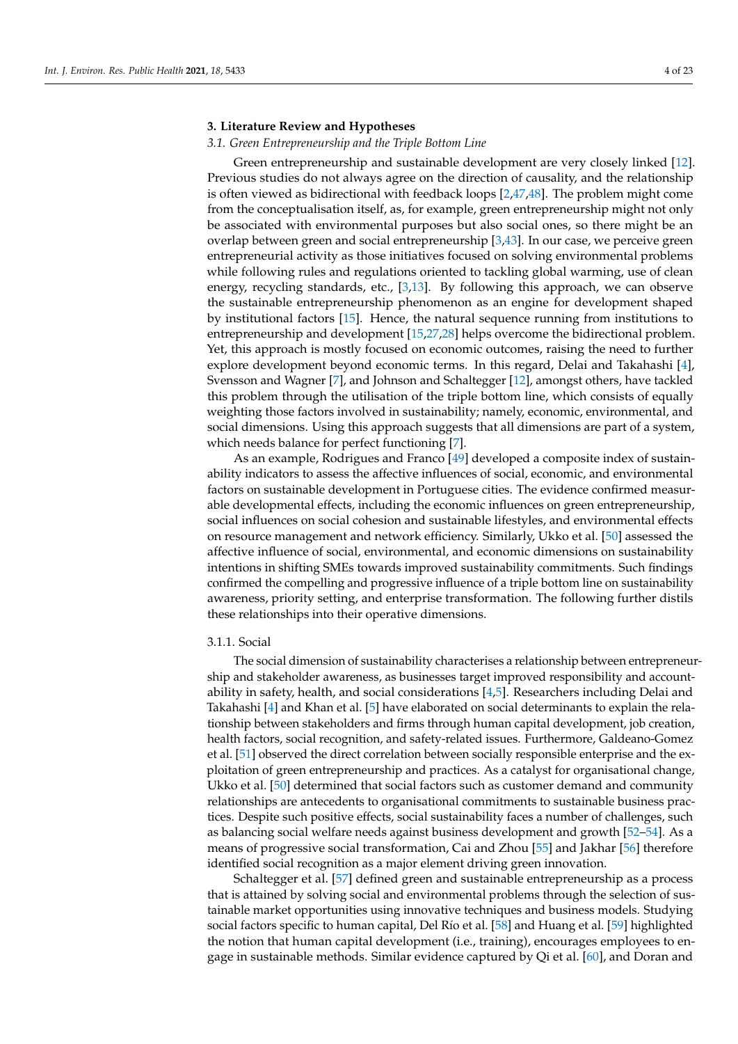## 3. Literature Review and Hypotheses

### 3.1. Green Entrepreneurship and the Triple Bottom Line

Green entrepreneurship and sustainable development are very closely linked [12]. Previous studies do not always agree on the direction of causality, and the relationship is often viewed as bidirectional with feedback loops [2,47,48]. The problem might come from the conceptualisation itself, as, for example, green entrepreneurship might not only be associated with environmental purposes but also social ones, so there might be an overlap between green and social entrepreneurship [3,43]. In our case, we perceive green entrepreneurial activity as those initiatives focused on solving environmental problems while following rules and regulations oriented to tackling global warming, use of clean energy, recycling standards, etc., [3,13]. By following this approach, we can observe the sustainable entrepreneurship phenomenon as an engine for development shaped by institutional factors [15]. Hence, the natural sequence running from institutions to entrepreneurship and development [15,27,28] helps overcome the bidirectional problem. Yet, this approach is mostly focused on economic outcomes, raising the need to further explore development beyond economic terms. In this regard, Delai and Takahashi [4], Svensson and Wagner [7], and Johnson and Schaltegger [12], amongst others, have tackled this problem through the utilisation of the triple bottom line, which consists of equally weighting those factors involved in sustainability; namely, economic, environmental, and social dimensions. Using this approach suggests that all dimensions are part of a system, which needs balance for perfect functioning [7].

As an example, Rodrigues and Franco [49] developed a composite index of sustainability indicators to assess the affective influences of social, economic, and environmental factors on sustainable development in Portuguese cities. The evidence confirmed measurable developmental effects, including the economic influences on green entrepreneurship, social influences on social cohesion and sustainable lifestyles, and environmental effects on resource management and network efficiency. Similarly, Ukko et al. [50] assessed the affective influence of social, environmental, and economic dimensions on sustainability intentions in shifting SMEs towards improved sustainability commitments. Such findings confirmed the compelling and progressive influence of a triple bottom line on sustainability awareness, priority setting, and enterprise transformation. The following further distils these relationships into their operative dimensions.

#### 3.1.1. Social

The social dimension of sustainability characterises a relationship between entrepreneurship and stakeholder awareness, as businesses target improved responsibility and accountability in safety, health, and social considerations [4,5]. Researchers including Delai and Takahashi [4] and Khan et al. [5] have elaborated on social determinants to explain the relationship between stakeholders and firms through human capital development, job creation, health factors, social recognition, and safety-related issues. Furthermore, Galdeano-Gomez et al. [51] observed the direct correlation between socially responsible enterprise and the exploitation of green entrepreneurship and practices. As a catalyst for organisational change, Ukko et al. [50] determined that social factors such as customer demand and community relationships are antecedents to organisational commitments to sustainable business practices. Despite such positive effects, social sustainability faces a number of challenges, such as balancing social welfare needs against business development and growth [52–54]. As a means of progressive social transformation, Cai and Zhou [55] and Jakhar [56] therefore identified social recognition as a major element driving green innovation.

Schaltegger et al. [57] defined green and sustainable entrepreneurship as a process that is attained by solving social and environmental problems through the selection of sustainable market opportunities using innovative techniques and business models. Studying social factors specific to human capital, Del Río et al. [58] and Huang et al. [59] highlighted the notion that human capital development (i.e., training), encourages employees to engage in sustainable methods. Similar evidence captured by Qi et al. [60], and Doran and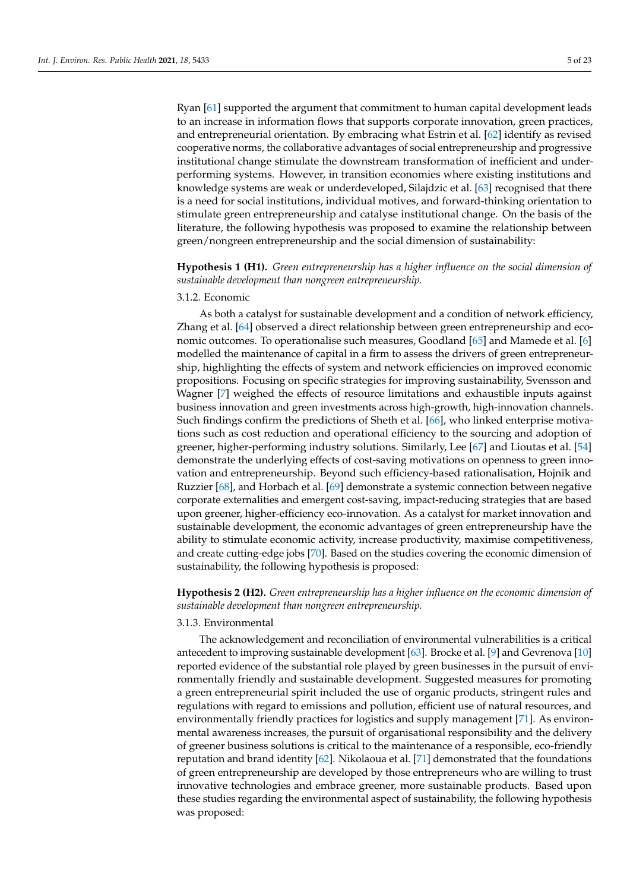Ryan [61] supported the argument that commitment to human capital development leads to an increase in information flows that supports corporate innovation, green practices, and entrepreneurial orientation. By embracing what Estrin et al. [62] identify as revised cooperative norms, the collaborative advantages of social entrepreneurship and progressive institutional change stimulate the downstream transformation of inefficient and underperforming systems. However, in transition economies where existing institutions and knowledge systems are weak or underdeveloped, Silajdzic et al. [63] recognised that there is a need for social institutions, individual motives, and forward-thinking orientation to stimulate green entrepreneurship and catalyse institutional change. On the basis of the literature, the following hypothesis was proposed to examine the relationship between green/nongreen entrepreneurship and the social dimension of sustainability:

**Hypothesis 1 (H1).** *Green entrepreneurship has a higher influence on the social dimension of sustainable development than nongreen entrepreneurship.*

#### 3.1.2. Economic

As both a catalyst for sustainable development and a condition of network efficiency, Zhang et al. [64] observed a direct relationship between green entrepreneurship and economic outcomes. To operationalise such measures, Goodland [65] and Mamede et al. [6] modelled the maintenance of capital in a firm to assess the drivers of green entrepreneurship, highlighting the effects of system and network efficiencies on improved economic propositions. Focusing on specific strategies for improving sustainability, Svensson and Wagner [7] weighed the effects of resource limitations and exhaustible inputs against business innovation and green investments across high-growth, high-innovation channels. Such findings confirm the predictions of Sheth et al. [66], who linked enterprise motivations such as cost reduction and operational efficiency to the sourcing and adoption of greener, higher-performing industry solutions. Similarly, Lee [67] and Lioutas et al. [54] demonstrate the underlying effects of cost-saving motivations on openness to green innovation and entrepreneurship. Beyond such efficiency-based rationalisation, Hojnik and Ruzzier [68], and Horbach et al. [69] demonstrate a systemic connection between negative corporate externalities and emergent cost-saving, impact-reducing strategies that are based upon greener, higher-efficiency eco-innovation. As a catalyst for market innovation and sustainable development, the economic advantages of green entrepreneurship have the ability to stimulate economic activity, increase productivity, maximise competitiveness, and create cutting-edge jobs [70]. Based on the studies covering the economic dimension of sustainability, the following hypothesis is proposed:

**Hypothesis 2 (H2).** *Green entrepreneurship has a higher influence on the economic dimension of sustainable development than nongreen entrepreneurship.*

#### 3.1.3. Environmental

The acknowledgement and reconciliation of environmental vulnerabilities is a critical antecedent to improving sustainable development [63]. Brocke et al. [9] and Gevrenova [10] reported evidence of the substantial role played by green businesses in the pursuit of environmentally friendly and sustainable development. Suggested measures for promoting a green entrepreneurial spirit included the use of organic products, stringent rules and regulations with regard to emissions and pollution, efficient use of natural resources, and environmentally friendly practices for logistics and supply management [71]. As environmental awareness increases, the pursuit of organisational responsibility and the delivery of greener business solutions is critical to the maintenance of a responsible, eco-friendly reputation and brand identity [62]. Nikolaoua et al. [71] demonstrated that the foundations of green entrepreneurship are developed by those entrepreneurs who are willing to trust innovative technologies and embrace greener, more sustainable products. Based upon these studies regarding the environmental aspect of sustainability, the following hypothesis was proposed: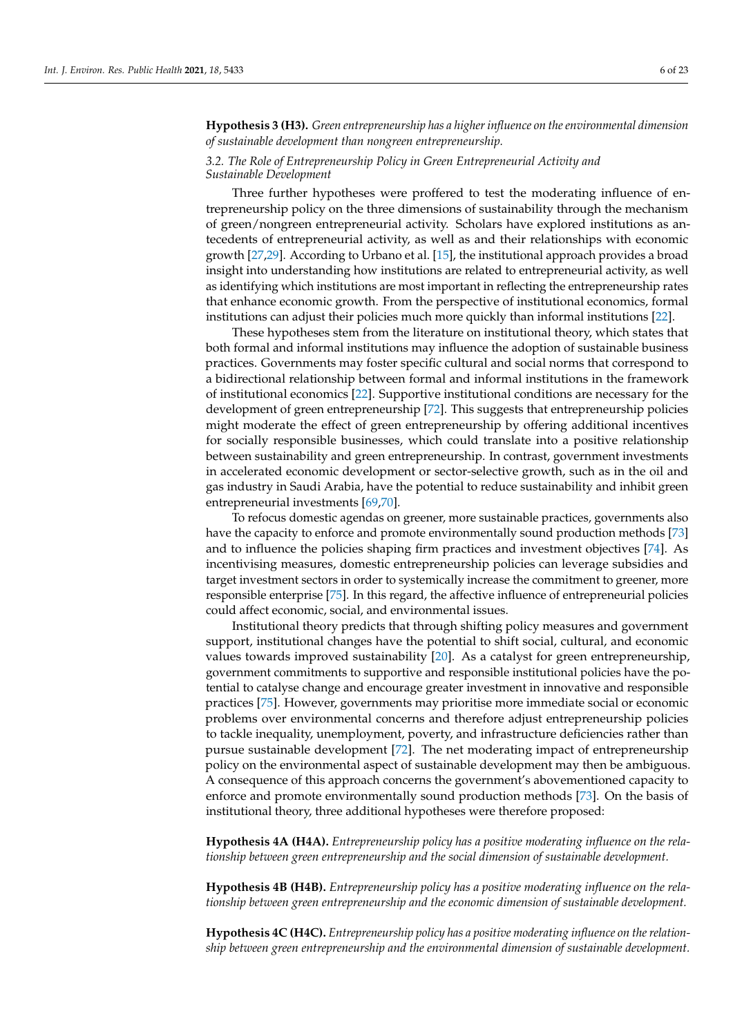**Hypothesis 3 (H3).** *Green entrepreneurship has a higher influence on the environmental dimension of sustainable development than nongreen entrepreneurship.*

### *3.2. The Role of Entrepreneurship Policy in Green Entrepreneurial Activity and Sustainable Development*

Three further hypotheses were proffered to test the moderating influence of entrepreneurship policy on the three dimensions of sustainability through the mechanism of green/nongreen entrepreneurial activity. Scholars have explored institutions as antecedents of entrepreneurial activity, as well as and their relationships with economic growth [27,29]. According to Urbano et al. [15], the institutional approach provides a broad insight into understanding how institutions are related to entrepreneurial activity, as well as identifying which institutions are most important in reflecting the entrepreneurship rates that enhance economic growth. From the perspective of institutional economics, formal institutions can adjust their policies much more quickly than informal institutions [22].

These hypotheses stem from the literature on institutional theory, which states that both formal and informal institutions may influence the adoption of sustainable business practices. Governments may foster specific cultural and social norms that correspond to a bidirectional relationship between formal and informal institutions in the framework of institutional economics [22]. Supportive institutional conditions are necessary for the development of green entrepreneurship [72]. This suggests that entrepreneurship policies might moderate the effect of green entrepreneurship by offering additional incentives for socially responsible businesses, which could translate into a positive relationship between sustainability and green entrepreneurship. In contrast, government investments in accelerated economic development or sector-selective growth, such as in the oil and gas industry in Saudi Arabia, have the potential to reduce sustainability and inhibit green entrepreneurial investments [69,70].

To refocus domestic agendas on greener, more sustainable practices, governments also have the capacity to enforce and promote environmentally sound production methods [73] and to influence the policies shaping firm practices and investment objectives [74]. As incentivising measures, domestic entrepreneurship policies can leverage subsidies and target investment sectors in order to systemically increase the commitment to greener, more responsible enterprise [75]. In this regard, the affective influence of entrepreneurial policies could affect economic, social, and environmental issues.

Institutional theory predicts that through shifting policy measures and government support, institutional changes have the potential to shift social, cultural, and economic values towards improved sustainability [20]. As a catalyst for green entrepreneurship, government commitments to supportive and responsible institutional policies have the potential to catalyse change and encourage greater investment in innovative and responsible practices [75]. However, governments may prioritise more immediate social or economic problems over environmental concerns and therefore adjust entrepreneurship policies to tackle inequality, unemployment, poverty, and infrastructure deficiencies rather than pursue sustainable development [72]. The net moderating impact of entrepreneurship policy on the environmental aspect of sustainable development may then be ambiguous. A consequence of this approach concerns the government's abovementioned capacity to enforce and promote environmentally sound production methods [73]. On the basis of institutional theory, three additional hypotheses were therefore proposed:

**Hypothesis 4A (H4A).** *Entrepreneurship policy has a positive moderating influence on the relationship between green entrepreneurship and the social dimension of sustainable development.*

**Hypothesis 4B (H4B).** *Entrepreneurship policy has a positive moderating influence on the relationship between green entrepreneurship and the economic dimension of sustainable development.*

**Hypothesis 4C (H4C).** *Entrepreneurship policy has a positive moderating influence on the relationship between green entrepreneurship and the environmental dimension of sustainable development.*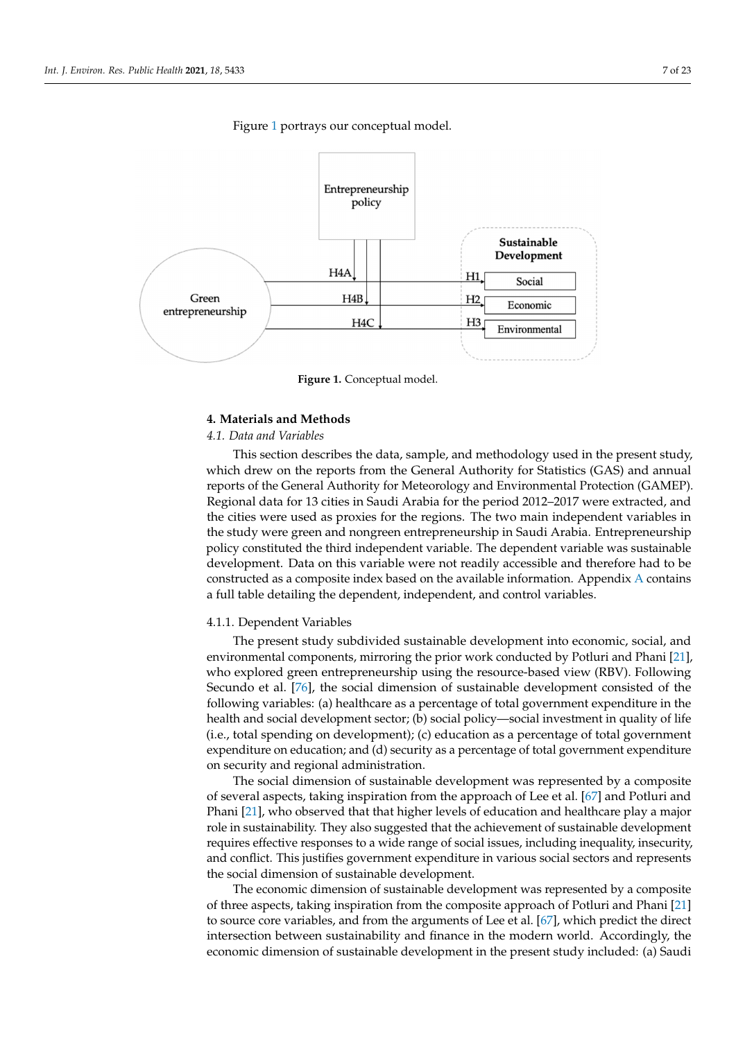Figure 1 portrays our conceptual model.

**Figure 1.** Conceptual model.

## 4. Materials and Methods

### *4.1. Data and Variables*

This section describes the data, sample, and methodology used in the present study, which drew on the reports from the General Authority for Statistics (GAS) and annual reports of the General Authority for Meteorology and Environmental Protection (GAMEP). Regional data for 13 cities in Saudi Arabia for the period 2012–2017 were extracted, and the cities were used as proxies for the regions. The two main independent variables in the study were green and nongreen entrepreneurship in Saudi Arabia. Entrepreneurship policy constituted the third independent variable. The dependent variable was sustainable development. Data on this variable were not readily accessible and therefore had to be constructed as a composite index based on the available information. Appendix A contains a full table detailing the dependent, independent, and control variables.

#### 4.1.1. Dependent Variables

The present study subdivided sustainable development into economic, social, and environmental components, mirroring the prior work conducted by Potluri and Phani [21], who explored green entrepreneurship using the resource-based view (RBV). Following Secundo et al. [76], the social dimension of sustainable development consisted of the following variables: (a) healthcare as a percentage of total government expenditure in the health and social development sector; (b) social policy—social investment in quality of life (i.e., total spending on development); (c) education as a percentage of total government expenditure on education; and (d) security as a percentage of total government expenditure on security and regional administration.

The social dimension of sustainable development was represented by a composite of several aspects, taking inspiration from the approach of Lee et al. [67] and Potluri and Phani [21], who observed that that higher levels of education and healthcare play a major role in sustainability. They also suggested that the achievement of sustainable development requires effective responses to a wide range of social issues, including inequality, insecurity, and conflict. This justifies government expenditure in various social sectors and represents the social dimension of sustainable development.

The economic dimension of sustainable development was represented by a composite of three aspects, taking inspiration from the composite approach of Potluri and Phani [21] to source core variables, and from the arguments of Lee et al. [67], which predict the direct intersection between sustainability and finance in the modern world. Accordingly, the economic dimension of sustainable development in the present study included: (a) Saudi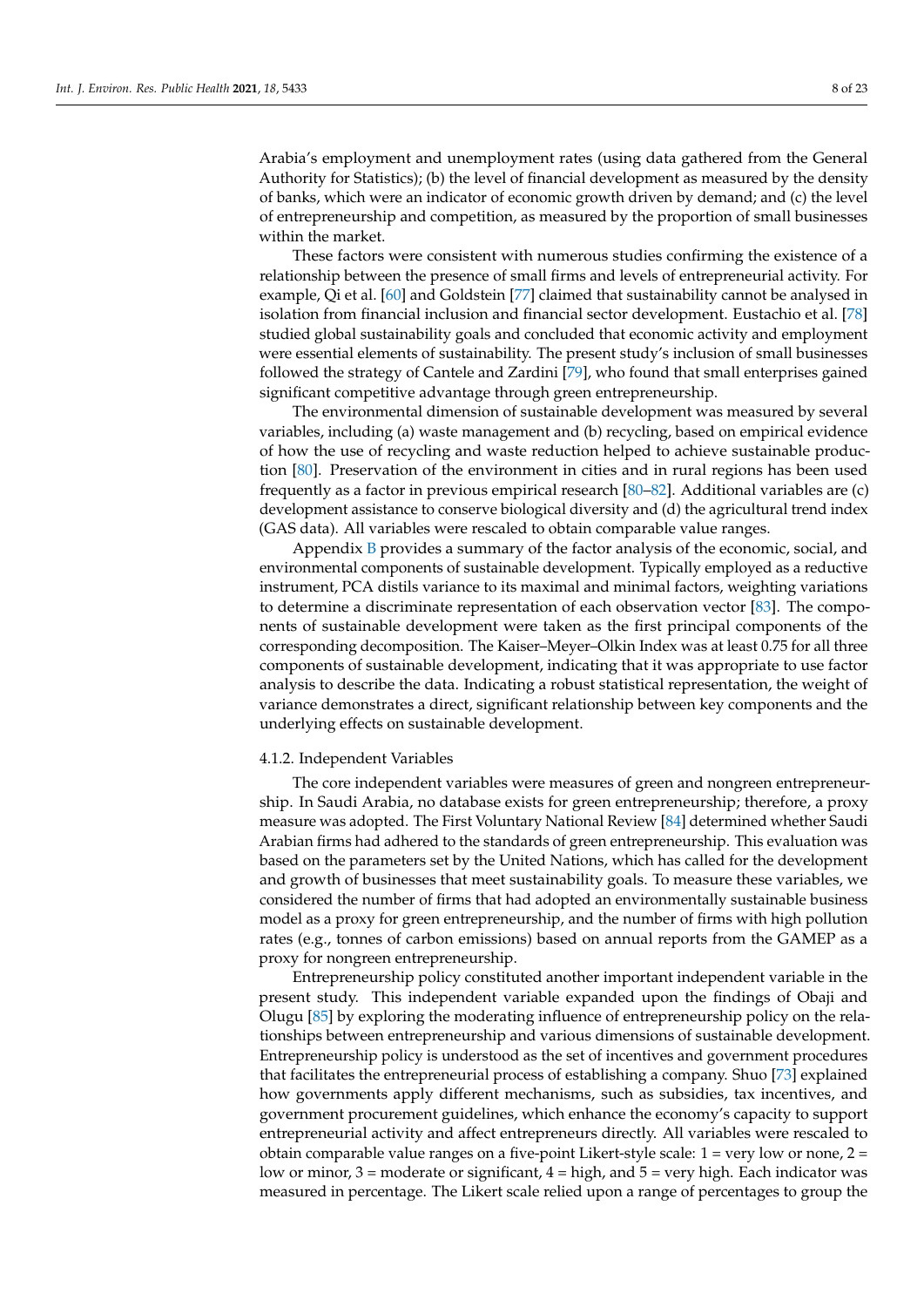Arabia's employment and unemployment rates (using data gathered from the General Authority for Statistics); (b) the level of financial development as measured by the density of banks, which were an indicator of economic growth driven by demand; and (c) the level of entrepreneurship and competition, as measured by the proportion of small businesses within the market.

These factors were consistent with numerous studies confirming the existence of a relationship between the presence of small firms and levels of entrepreneurial activity. For example, Qi et al. [60] and Goldstein [77] claimed that sustainability cannot be analysed in isolation from financial inclusion and financial sector development. Eustachio et al. [78] studied global sustainability goals and concluded that economic activity and employment were essential elements of sustainability. The present study's inclusion of small businesses followed the strategy of Cantele and Zardini [79], who found that small enterprises gained significant competitive advantage through green entrepreneurship.

The environmental dimension of sustainable development was measured by several variables, including (a) waste management and (b) recycling, based on empirical evidence of how the use of recycling and waste reduction helped to achieve sustainable production [80]. Preservation of the environment in cities and in rural regions has been used frequently as a factor in previous empirical research [80–82]. Additional variables are (c) development assistance to conserve biological diversity and (d) the agricultural trend index (GAS data). All variables were rescaled to obtain comparable value ranges.

Appendix B provides a summary of the factor analysis of the economic, social, and environmental components of sustainable development. Typically employed as a reductive instrument, PCA distils variance to its maximal and minimal factors, weighting variations to determine a discriminate representation of each observation vector [83]. The components of sustainable development were taken as the first principal components of the corresponding decomposition. The Kaiser–Meyer–Olkin Index was at least 0.75 for all three components of sustainable development, indicating that it was appropriate to use factor analysis to describe the data. Indicating a robust statistical representation, the weight of variance demonstrates a direct, significant relationship between key components and the underlying effects on sustainable development.

#### 4.1.2. Independent Variables

The core independent variables were measures of green and nongreen entrepreneurship. In Saudi Arabia, no database exists for green entrepreneurship; therefore, a proxy measure was adopted. The First Voluntary National Review [84] determined whether Saudi Arabian firms had adhered to the standards of green entrepreneurship. This evaluation was based on the parameters set by the United Nations, which has called for the development and growth of businesses that meet sustainability goals. To measure these variables, we considered the number of firms that had adopted an environmentally sustainable business model as a proxy for green entrepreneurship, and the number of firms with high pollution rates (e.g., tonnes of carbon emissions) based on annual reports from the GAMEP as a proxy for nongreen entrepreneurship.

Entrepreneurship policy constituted another important independent variable in the present study. This independent variable expanded upon the findings of Obaji and Olugu [85] by exploring the moderating influence of entrepreneurship policy on the relationships between entrepreneurship and various dimensions of sustainable development. Entrepreneurship policy is understood as the set of incentives and government procedures that facilitates the entrepreneurial process of establishing a company. Shuo [73] explained how governments apply different mechanisms, such as subsidies, tax incentives, and government procurement guidelines, which enhance the economy's capacity to support entrepreneurial activity and affect entrepreneurs directly. All variables were rescaled to obtain comparable value ranges on a five-point Likert-style scale: 1 = very low or none, 2 = low or minor, 3 = moderate or significant, 4 = high, and 5 = very high. Each indicator was measured in percentage. The Likert scale relied upon a range of percentages to group the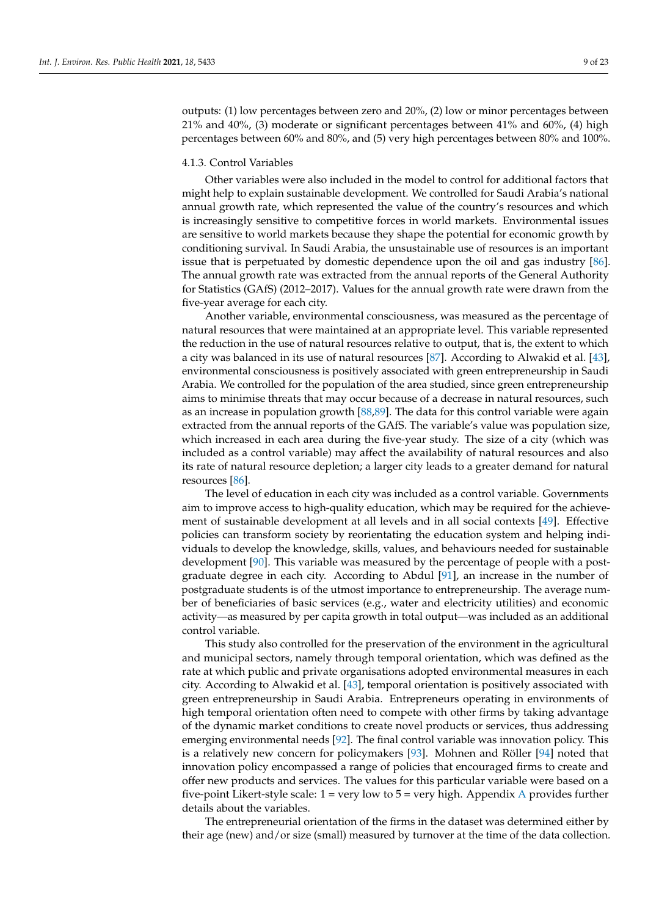outputs: (1) low percentages between zero and 20%, (2) low or minor percentages between 21% and 40%, (3) moderate or significant percentages between 41% and 60%, (4) high percentages between 60% and 80%, and (5) very high percentages between 80% and 100%.

#### 4.1.3. Control Variables

Other variables were also included in the model to control for additional factors that might help to explain sustainable development. We controlled for Saudi Arabia's national annual growth rate, which represented the value of the country's resources and which is increasingly sensitive to competitive forces in world markets. Environmental issues are sensitive to world markets because they shape the potential for economic growth by conditioning survival. In Saudi Arabia, the unsustainable use of resources is an important issue that is perpetuated by domestic dependence upon the oil and gas industry [86]. The annual growth rate was extracted from the annual reports of the General Authority for Statistics (GAfS) (2012–2017). Values for the annual growth rate were drawn from the five-year average for each city.

Another variable, environmental consciousness, was measured as the percentage of natural resources that were maintained at an appropriate level. This variable represented the reduction in the use of natural resources relative to output, that is, the extent to which a city was balanced in its use of natural resources [87]. According to Alwakid et al. [43], environmental consciousness is positively associated with green entrepreneurship in Saudi Arabia. We controlled for the population of the area studied, since green entrepreneurship aims to minimise threats that may occur because of a decrease in natural resources, such as an increase in population growth [88,89]. The data for this control variable were again extracted from the annual reports of the GAfS. The variable's value was population size, which increased in each area during the five-year study. The size of a city (which was included as a control variable) may affect the availability of natural resources and also its rate of natural resource depletion; a larger city leads to a greater demand for natural resources [86].

The level of education in each city was included as a control variable. Governments aim to improve access to high-quality education, which may be required for the achievement of sustainable development at all levels and in all social contexts [49]. Effective policies can transform society by reorientating the education system and helping individuals to develop the knowledge, skills, values, and behaviours needed for sustainable development [90]. This variable was measured by the percentage of people with a postgraduate degree in each city. According to Abdul [91], an increase in the number of postgraduate students is of the utmost importance to entrepreneurship. The average number of beneficiaries of basic services (e.g., water and electricity utilities) and economic activity—as measured by per capita growth in total output—was included as an additional control variable.

This study also controlled for the preservation of the environment in the agricultural and municipal sectors, namely through temporal orientation, which was defined as the rate at which public and private organisations adopted environmental measures in each city. According to Alwakid et al. [43], temporal orientation is positively associated with green entrepreneurship in Saudi Arabia. Entrepreneurs operating in environments of high temporal orientation often need to compete with other firms by taking advantage of the dynamic market conditions to create novel products or services, thus addressing emerging environmental needs [92]. The final control variable was innovation policy. This is a relatively new concern for policymakers [93]. Mohnen and Röller [94] noted that innovation policy encompassed a range of policies that encouraged firms to create and offer new products and services. The values for this particular variable were based on a five-point Likert-style scale: 1 = very low to 5 = very high. Appendix A provides further details about the variables.

The entrepreneurial orientation of the firms in the dataset was determined either by their age (new) and/or size (small) measured by turnover at the time of the data collection.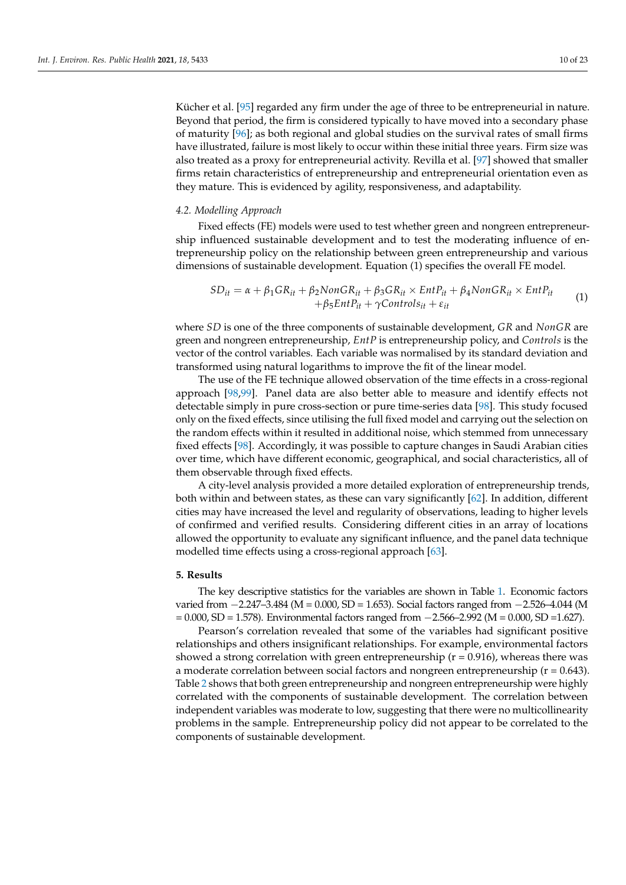Kücher et al. [95] regarded any firm under the age of three to be entrepreneurial in nature. Beyond that period, the firm is considered typically to have moved into a secondary phase of maturity [96]; as both regional and global studies on the survival rates of small firms have illustrated, failure is most likely to occur within these initial three years. Firm size was also treated as a proxy for entrepreneurial activity. Revilla et al. [97] showed that smaller firms retain characteristics of entrepreneurship and entrepreneurial orientation even as they mature. This is evidenced by agility, responsiveness, and adaptability.

### 4.2. Modelling Approach

Fixed effects (FE) models were used to test whether green and nongreen entrepreneurship influenced sustainable development and to test the moderating influence of entrepreneurship policy on the relationship between green entrepreneurship and various dimensions of sustainable development. Equation (1) specifies the overall FE model.

$$SD_{it} = \alpha + \beta_1 GR_{it} + \beta_2 NonGR_{it} + \beta_3 GR_{it} \times EntP_{it} + \beta_4 NonGR_{it} \times EntP_{it} + \beta_5 EntP_{it} + \gamma Controls_{it} + \varepsilon_{it} \quad (1)$$

where $SD$ is one of the three components of sustainable development, $GR$ and $NonGR$ are green and nongreen entrepreneurship, $EntP$ is entrepreneurship policy, and $Controls$ is the vector of the control variables. Each variable was normalised by its standard deviation and transformed using natural logarithms to improve the fit of the linear model.

The use of the FE technique allowed observation of the time effects in a cross-regional approach [98,99]. Panel data are also better able to measure and identify effects not detectable simply in pure cross-section or pure time-series data [98]. This study focused only on the fixed effects, since utilising the full fixed model and carrying out the selection on the random effects within it resulted in additional noise, which stemmed from unnecessary fixed effects [98]. Accordingly, it was possible to capture changes in Saudi Arabian cities over time, which have different economic, geographical, and social characteristics, all of them observable through fixed effects.

A city-level analysis provided a more detailed exploration of entrepreneurship trends, both within and between states, as these can vary significantly [62]. In addition, different cities may have increased the level and regularity of observations, leading to higher levels of confirmed and verified results. Considering different cities in an array of locations allowed the opportunity to evaluate any significant influence, and the panel data technique modelled time effects using a cross-regional approach [63].

## 5. Results

The key descriptive statistics for the variables are shown in Table 1. Economic factors varied from −2.247–3.484 (M = 0.000, SD = 1.653). Social factors ranged from −2.526–4.044 (M = 0.000, SD = 1.578). Environmental factors ranged from −2.566–2.992 (M = 0.000, SD =1.627).

Pearson's correlation revealed that some of the variables had significant positive relationships and others insignificant relationships. For example, environmental factors showed a strong correlation with green entrepreneurship (r = 0.916), whereas there was a moderate correlation between social factors and nongreen entrepreneurship (r = 0.643). Table 2 shows that both green entrepreneurship and nongreen entrepreneurship were highly correlated with the components of sustainable development. The correlation between independent variables was moderate to low, suggesting that there were no multicollinearity problems in the sample. Entrepreneurship policy did not appear to be correlated to the components of sustainable development.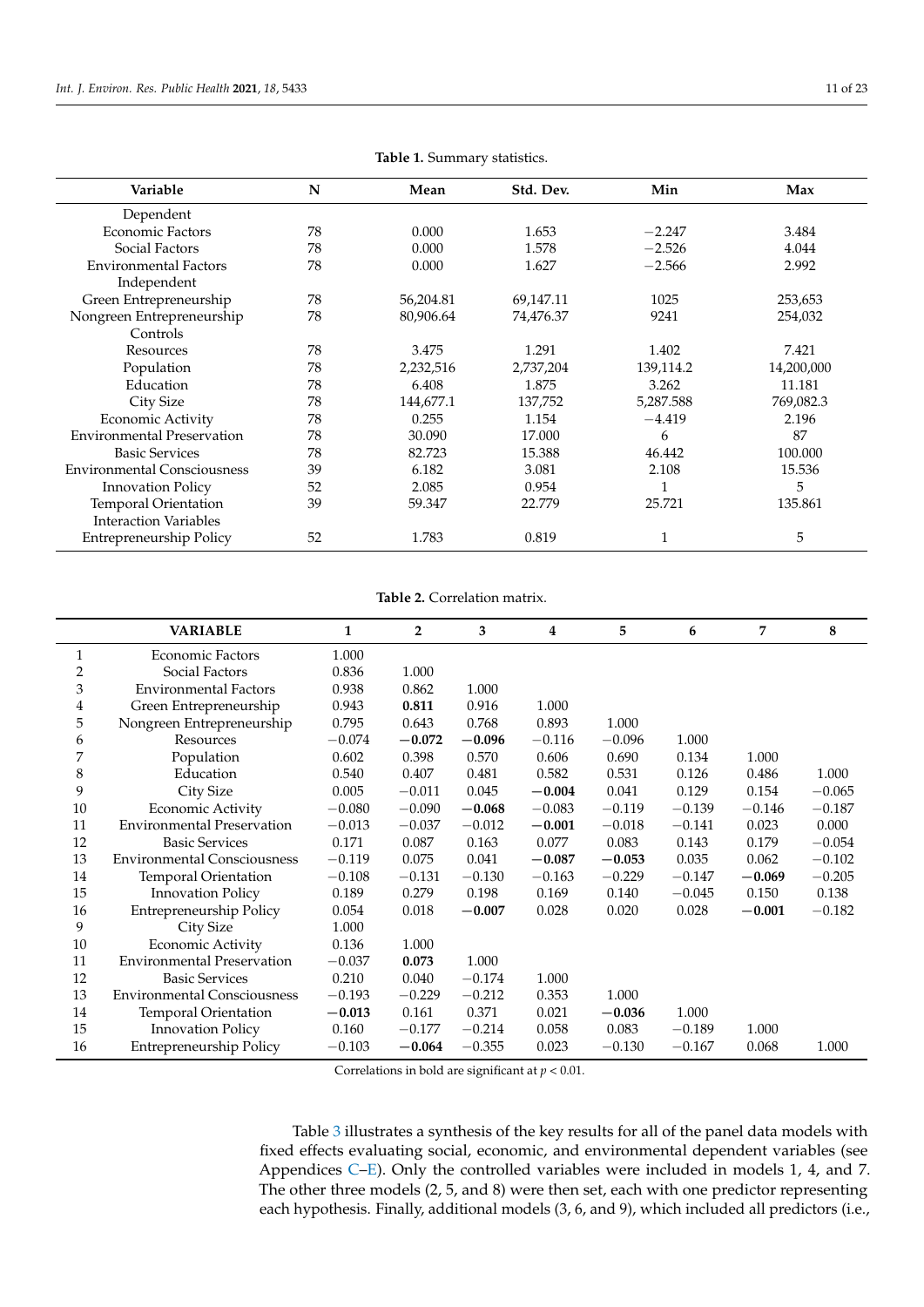**Table 1.** Summary statistics.

| Variable | N | Mean | Std. Dev. | Min | Max |
|---|---|---|---|---|---|
| Dependent | | | | | |
| Economic Factors | 78 | 0.000 | 1.653 | −2.247 | 3.484 |
| Social Factors | 78 | 0.000 | 1.578 | −2.526 | 4.044 |
| Environmental Factors | 78 | 0.000 | 1.627 | −2.566 | 2.992 |
| Independent | | | | | |
| Green Entrepreneurship | 78 | 56,204.81 | 69,147.11 | 1025 | 253,653 |
| Nongreen Entrepreneurship | 78 | 80,906.64 | 74,476.37 | 9241 | 254,032 |
| Controls | | | | | |
| Resources | 78 | 3.475 | 1.291 | 1.402 | 7.421 |
| Population | 78 | 2,232,516 | 2,737,204 | 139,114.2 | 14,200,000 |
| Education | 78 | 6.408 | 1.875 | 3.262 | 11.181 |
| City Size | 78 | 144,677.1 | 137,752 | 5,287.588 | 769,082.3 |
| Economic Activity | 78 | 0.255 | 1.154 | −4.419 | 2.196 |
| Environmental Preservation | 78 | 30.090 | 17.000 | 6 | 87 |
| Basic Services | 78 | 82.723 | 15.388 | 46.442 | 100.000 |
| Environmental Consciousness | 39 | 6.182 | 3.081 | 2.108 | 15.536 |
| Innovation Policy | 52 | 2.085 | 0.954 | 1 | 5 |
| Temporal Orientation | 39 | 59.347 | 22.779 | 25.721 | 135.861 |
| Interaction Variables | | | | | |
| Entrepreneurship Policy | 52 | 1.783 | 0.819 | 1 | 5 |

**Table 2.** Correlation matrix.

| | VARIABLE | 1 | 2 | 3 | 4 | 5 | 6 | 7 | 8 |
|---|---|---|---|---|---|---|---|---|---|
| 1 | Economic Factors | 1.000 | | | | | | | |
| 2 | Social Factors | 0.836 | 1.000 | | | | | | |
| 3 | Environmental Factors | 0.938 | 0.862 | 1.000 | | | | | |
| 4 | Green Entrepreneurship | 0.943 | **0.811** | 0.916 | 1.000 | | | | |
| 5 | Nongreen Entrepreneurship | 0.795 | 0.643 | 0.768 | 0.893 | 1.000 | | | |
| 6 | Resources | −0.074 | **−0.072** | **−0.096** | −0.116 | −0.096 | 1.000 | | |
| 7 | Population | 0.602 | 0.398 | 0.570 | 0.606 | 0.690 | 0.134 | 1.000 | |
| 8 | Education | 0.540 | 0.407 | 0.481 | 0.582 | 0.531 | 0.126 | 0.486 | 1.000 |
| 9 | City Size | 0.005 | −0.011 | 0.045 | **−0.004** | 0.041 | 0.129 | 0.154 | −0.065 |
| 10 | Economic Activity | −0.080 | −0.090 | **−0.068** | −0.083 | −0.119 | −0.139 | −0.146 | −0.187 |
| 11 | Environmental Preservation | −0.013 | −0.037 | −0.012 | **−0.001** | −0.018 | −0.141 | 0.023 | 0.000 |
| 12 | Basic Services | 0.171 | 0.087 | 0.163 | 0.077 | 0.083 | 0.143 | 0.179 | −0.054 |
| 13 | Environmental Consciousness | −0.119 | 0.075 | 0.041 | **−0.087** | **−0.053** | 0.035 | 0.062 | −0.102 |
| 14 | Temporal Orientation | −0.108 | −0.131 | −0.130 | −0.163 | −0.229 | −0.147 | **−0.069** | −0.205 |
| 15 | Innovation Policy | 0.189 | 0.279 | 0.198 | 0.169 | 0.140 | −0.045 | 0.150 | 0.138 |
| 16 | Entrepreneurship Policy | 0.054 | 0.018 | **−0.007** | 0.028 | 0.020 | 0.028 | **−0.001** | −0.182 |
| 9 | City Size | 1.000 | | | | | | | |
| 10 | Economic Activity | 0.136 | 1.000 | | | | | | |
| 11 | Environmental Preservation | −0.037 | **0.073** | 1.000 | | | | | |
| 12 | Basic Services | 0.210 | 0.040 | −0.174 | 1.000 | | | | |
| 13 | Environmental Consciousness | −0.193 | −0.229 | −0.212 | 0.353 | 1.000 | | | |
| 14 | Temporal Orientation | **−0.013** | 0.161 | 0.371 | 0.021 | **−0.036** | 1.000 | | |
| 15 | Innovation Policy | 0.160 | −0.177 | −0.214 | 0.058 | 0.083 | −0.189 | 1.000 | |
| 16 | Entrepreneurship Policy | −0.103 | **−0.064** | −0.355 | 0.023 | −0.130 | −0.167 | 0.068 | 1.000 |

Correlations in bold are significant at $p < 0.01$.

Table 3 illustrates a synthesis of the key results for all of the panel data models with fixed effects evaluating social, economic, and environmental dependent variables (see Appendices C–E). Only the controlled variables were included in models 1, 4, and 7. The other three models (2, 5, and 8) were then set, each with one predictor representing each hypothesis. Finally, additional models (3, 6, and 9), which included all predictors (i.e.,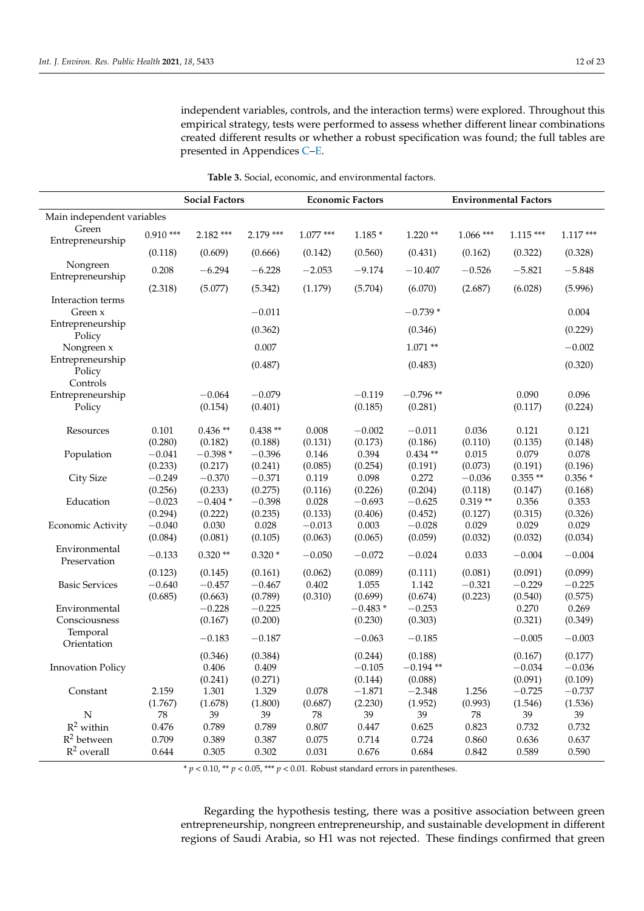independent variables, controls, and the interaction terms) were explored. Throughout this empirical strategy, tests were performed to assess whether different linear combinations created different results or whether a robust specification was found; the full tables are presented in Appendices C–E.

**Table 3.** Social, economic, and environmental factors.

| | Social Factors | | | Economic Factors | | | Environmental Factors | | |
|---|---|---|---|---|---|---|---|---|---|
| Main independent variables | | | | | | | | | |
| Green Entrepreneurship | 0.910 *** | 2.182 *** | 2.179 *** | 1.077 *** | 1.185 * | 1.220 ** | 1.066 *** | 1.115 *** | 1.117 *** |
| | (0.118) | (0.609) | (0.666) | (0.142) | (0.560) | (0.431) | (0.162) | (0.322) | (0.328) |
| Nongreen Entrepreneurship | 0.208 | −6.294 | −6.228 | −2.053 | −9.174 | −10.407 | −0.526 | −5.821 | −5.848 |
| | (2.318) | (5.077) | (5.342) | (1.179) | (5.704) | (6.070) | (2.687) | (6.028) | (5.996) |
| Interaction terms | | | | | | | | | |
| Green x Entrepreneurship Policy | | | −0.011 | | | −0.739 * | | | 0.004 |
| | | | (0.362) | | | (0.346) | | | (0.229) |
| Nongreen x Entrepreneurship Policy | | | 0.007 | | | 1.071 ** | | | −0.002 |
| | | | (0.487) | | | (0.483) | | | (0.320) |
| Controls | | | | | | | | | |
| Entrepreneurship Policy | | −0.064 | −0.079 | | −0.119 | −0.796 ** | | 0.090 | 0.096 |
| | | (0.154) | (0.401) | | (0.185) | (0.281) | | (0.117) | (0.224) |
| Resources | 0.101 | 0.436 ** | 0.438 ** | 0.008 | −0.002 | −0.011 | 0.036 | 0.121 | 0.121 |
| | (0.280) | (0.182) | (0.188) | (0.131) | (0.173) | (0.186) | (0.110) | (0.135) | (0.148) |
| Population | −0.041 | −0.398 * | −0.396 | 0.146 | 0.394 | 0.434 ** | 0.015 | 0.079 | 0.078 |
| | (0.233) | (0.217) | (0.241) | (0.085) | (0.254) | (0.191) | (0.073) | (0.191) | (0.196) |
| City Size | −0.249 | −0.370 | −0.371 | 0.119 | 0.098 | 0.272 | −0.036 | 0.355 ** | 0.356 * |
| | (0.256) | (0.233) | (0.275) | (0.116) | (0.226) | (0.204) | (0.118) | (0.147) | (0.168) |
| Education | −0.023 | −0.404 * | −0.398 | 0.028 | −0.693 | −0.625 | 0.319 ** | 0.356 | 0.353 |
| | (0.294) | (0.222) | (0.235) | (0.133) | (0.406) | (0.452) | (0.127) | (0.315) | (0.326) |
| Economic Activity | −0.040 | 0.030 | 0.028 | −0.013 | 0.003 | −0.028 | 0.029 | 0.029 | 0.029 |
| | (0.084) | (0.081) | (0.105) | (0.063) | (0.065) | (0.059) | (0.032) | (0.032) | (0.034) |
| Environmental Preservation | −0.133 | 0.320 ** | 0.320 * | −0.050 | −0.072 | −0.024 | 0.033 | −0.004 | −0.004 |
| | (0.123) | (0.145) | (0.161) | (0.062) | (0.089) | (0.111) | (0.081) | (0.091) | (0.099) |
| Basic Services | −0.640 | −0.457 | −0.467 | 0.402 | 1.055 | 1.142 | −0.321 | −0.229 | −0.225 |
| | (0.685) | (0.663) | (0.789) | (0.310) | (0.699) | (0.674) | (0.223) | (0.540) | (0.575) |
| Environmental Consciousness | | −0.228 | −0.225 | | −0.483 * | −0.253 | | 0.270 | 0.269 |
| | | (0.167) | (0.200) | | (0.230) | (0.303) | | (0.321) | (0.349) |
| Temporal Orientation | | −0.183 | −0.187 | | −0.063 | −0.185 | | −0.005 | −0.003 |
| | | (0.346) | (0.384) | | (0.244) | (0.188) | | (0.167) | (0.177) |
| Innovation Policy | | 0.406 | 0.409 | | −0.105 | −0.194 ** | | −0.034 | −0.036 |
| | | (0.241) | (0.271) | | (0.144) | (0.088) | | (0.091) | (0.109) |
| Constant | 2.159 | 1.301 | 1.329 | 0.078 | −1.871 | −2.348 | 1.256 | −0.725 | −0.737 |
| | (1.767) | (1.678) | (1.800) | (0.687) | (2.230) | (1.952) | (0.993) | (1.546) | (1.536) |
| N | 78 | 39 | 39 | 78 | 39 | 39 | 78 | 39 | 39 |
| $R^2$ within | 0.476 | 0.789 | 0.789 | 0.807 | 0.447 | 0.625 | 0.823 | 0.732 | 0.732 |
| $R^2$ between | 0.709 | 0.389 | 0.387 | 0.075 | 0.714 | 0.724 | 0.860 | 0.636 | 0.637 |
| $R^2$ overall | 0.644 | 0.305 | 0.302 | 0.031 | 0.676 | 0.684 | 0.842 | 0.589 | 0.590 |

* $p < 0.10$, ** $p < 0.05$, *** $p < 0.01$. Robust standard errors in parentheses.

Regarding the hypothesis testing, there was a positive association between green entrepreneurship, nongreen entrepreneurship, and sustainable development in different regions of Saudi Arabia, so H1 was not rejected. These findings confirmed that green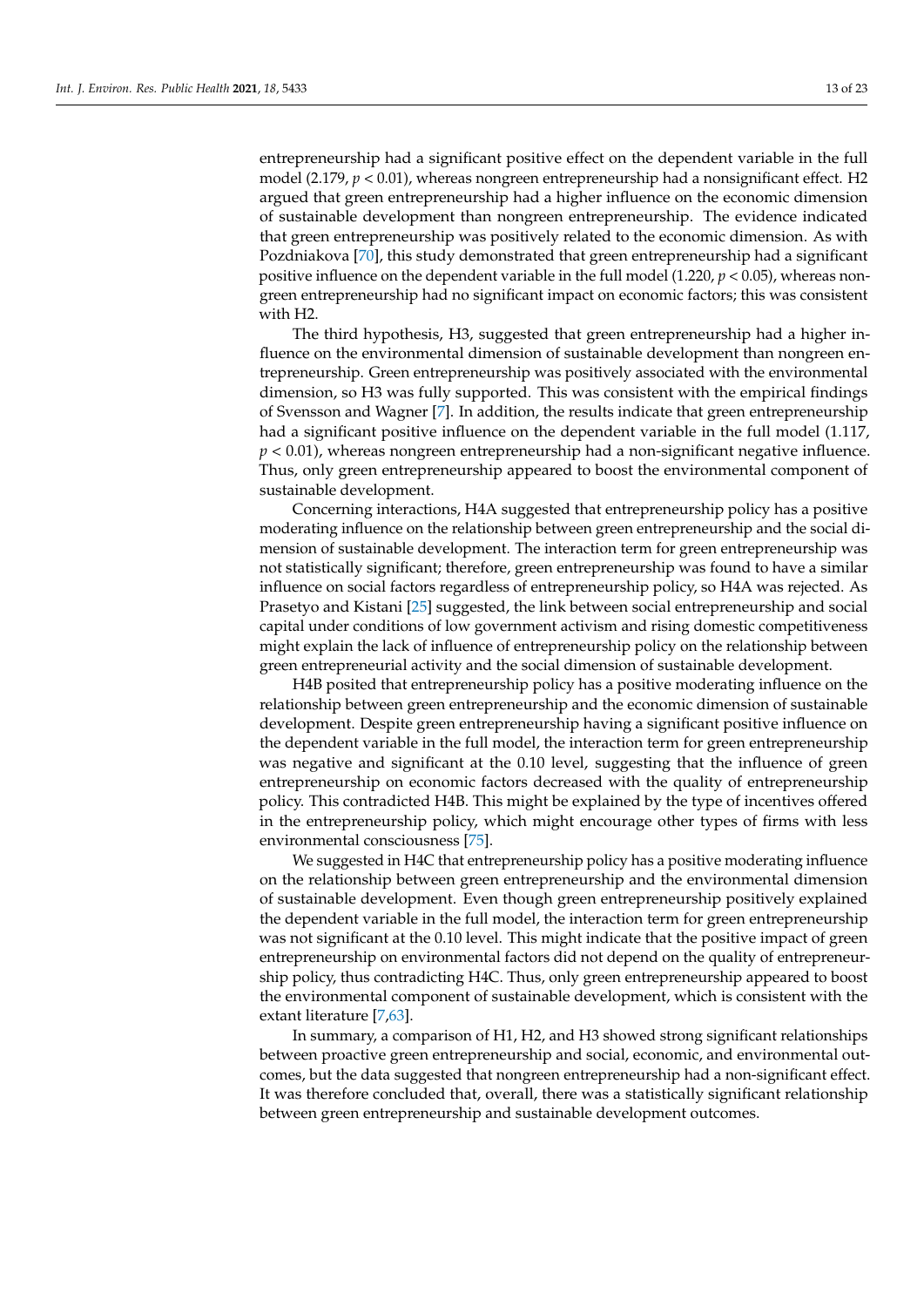entrepreneurship had a significant positive effect on the dependent variable in the full model (2.179, $p < 0.01$), whereas nongreen entrepreneurship had a nonsignificant effect. H2 argued that green entrepreneurship had a higher influence on the economic dimension of sustainable development than nongreen entrepreneurship. The evidence indicated that green entrepreneurship was positively related to the economic dimension. As with Pozdniakova [70], this study demonstrated that green entrepreneurship had a significant positive influence on the dependent variable in the full model (1.220, $p < 0.05$), whereas nongreen entrepreneurship had no significant impact on economic factors; this was consistent with H2.

The third hypothesis, H3, suggested that green entrepreneurship had a higher influence on the environmental dimension of sustainable development than nongreen entrepreneurship. Green entrepreneurship was positively associated with the environmental dimension, so H3 was fully supported. This was consistent with the empirical findings of Svensson and Wagner [7]. In addition, the results indicate that green entrepreneurship had a significant positive influence on the dependent variable in the full model (1.117, $p < 0.01$), whereas nongreen entrepreneurship had a non-significant negative influence. Thus, only green entrepreneurship appeared to boost the environmental component of sustainable development.

Concerning interactions, H4A suggested that entrepreneurship policy has a positive moderating influence on the relationship between green entrepreneurship and the social dimension of sustainable development. The interaction term for green entrepreneurship was not statistically significant; therefore, green entrepreneurship was found to have a similar influence on social factors regardless of entrepreneurship policy, so H4A was rejected. As Prasetyo and Kistani [25] suggested, the link between social entrepreneurship and social capital under conditions of low government activism and rising domestic competitiveness might explain the lack of influence of entrepreneurship policy on the relationship between green entrepreneurial activity and the social dimension of sustainable development.

H4B posited that entrepreneurship policy has a positive moderating influence on the relationship between green entrepreneurship and the economic dimension of sustainable development. Despite green entrepreneurship having a significant positive influence on the dependent variable in the full model, the interaction term for green entrepreneurship was negative and significant at the 0.10 level, suggesting that the influence of green entrepreneurship on economic factors decreased with the quality of entrepreneurship policy. This contradicted H4B. This might be explained by the type of incentives offered in the entrepreneurship policy, which might encourage other types of firms with less environmental consciousness [75].

We suggested in H4C that entrepreneurship policy has a positive moderating influence on the relationship between green entrepreneurship and the environmental dimension of sustainable development. Even though green entrepreneurship positively explained the dependent variable in the full model, the interaction term for green entrepreneurship was not significant at the 0.10 level. This might indicate that the positive impact of green entrepreneurship on environmental factors did not depend on the quality of entrepreneurship policy, thus contradicting H4C. Thus, only green entrepreneurship appeared to boost the environmental component of sustainable development, which is consistent with the extant literature [7,63].

In summary, a comparison of H1, H2, and H3 showed strong significant relationships between proactive green entrepreneurship and social, economic, and environmental outcomes, but the data suggested that nongreen entrepreneurship had a non-significant effect. It was therefore concluded that, overall, there was a statistically significant relationship between green entrepreneurship and sustainable development outcomes.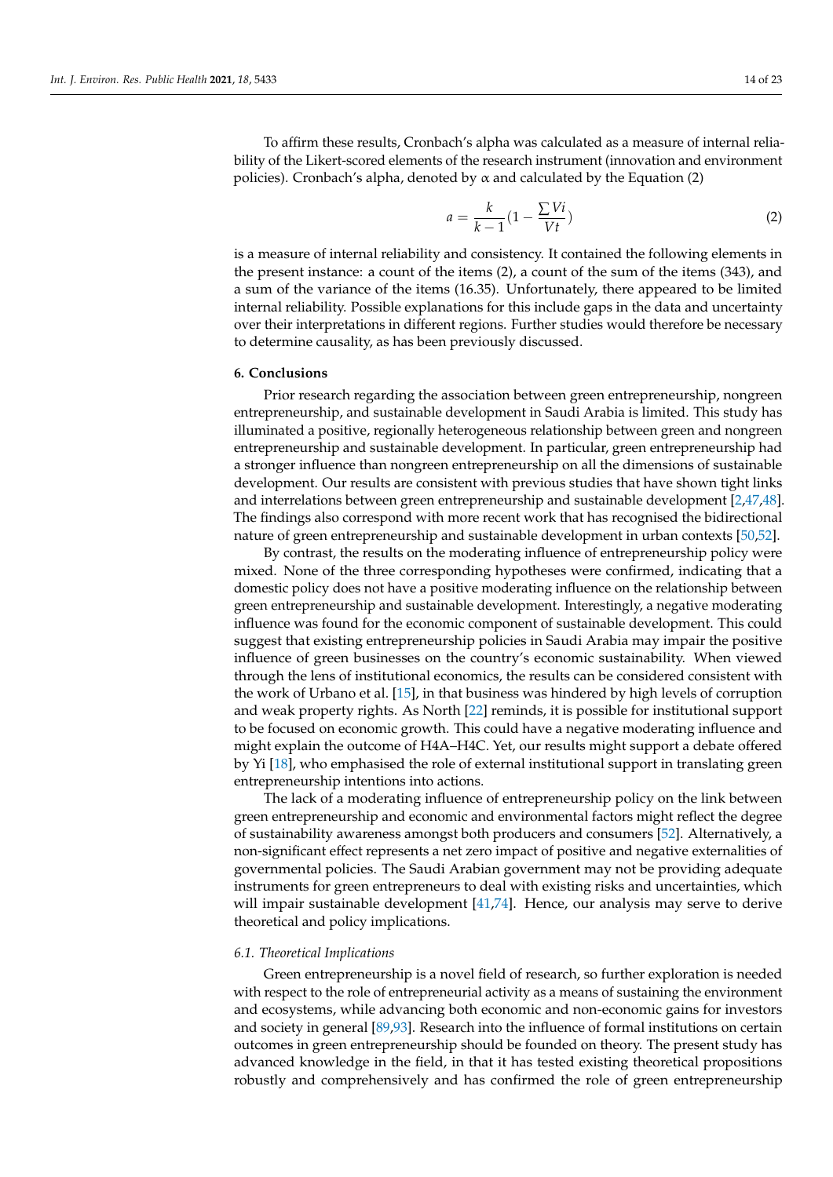To affirm these results, Cronbach's alpha was calculated as a measure of internal reliability of the Likert-scored elements of the research instrument (innovation and environment policies). Cronbach's alpha, denoted by α and calculated by the Equation (2)

$$a = \frac{k}{k-1}\left(1 - \frac{\sum Vi}{Vt}\right) \tag{2}$$

is a measure of internal reliability and consistency. It contained the following elements in the present instance: a count of the items (2), a count of the sum of the items (343), and a sum of the variance of the items (16.35). Unfortunately, there appeared to be limited internal reliability. Possible explanations for this include gaps in the data and uncertainty over their interpretations in different regions. Further studies would therefore be necessary to determine causality, as has been previously discussed.

## 6. Conclusions

Prior research regarding the association between green entrepreneurship, nongreen entrepreneurship, and sustainable development in Saudi Arabia is limited. This study has illuminated a positive, regionally heterogeneous relationship between green and nongreen entrepreneurship and sustainable development. In particular, green entrepreneurship had a stronger influence than nongreen entrepreneurship on all the dimensions of sustainable development. Our results are consistent with previous studies that have shown tight links and interrelations between green entrepreneurship and sustainable development [2,47,48]. The findings also correspond with more recent work that has recognised the bidirectional nature of green entrepreneurship and sustainable development in urban contexts [50,52].

By contrast, the results on the moderating influence of entrepreneurship policy were mixed. None of the three corresponding hypotheses were confirmed, indicating that a domestic policy does not have a positive moderating influence on the relationship between green entrepreneurship and sustainable development. Interestingly, a negative moderating influence was found for the economic component of sustainable development. This could suggest that existing entrepreneurship policies in Saudi Arabia may impair the positive influence of green businesses on the country's economic sustainability. When viewed through the lens of institutional economics, the results can be considered consistent with the work of Urbano et al. [15], in that business was hindered by high levels of corruption and weak property rights. As North [22] reminds, it is possible for institutional support to be focused on economic growth. This could have a negative moderating influence and might explain the outcome of H4A–H4C. Yet, our results might support a debate offered by Yi [18], who emphasised the role of external institutional support in translating green entrepreneurship intentions into actions.

The lack of a moderating influence of entrepreneurship policy on the link between green entrepreneurship and economic and environmental factors might reflect the degree of sustainability awareness amongst both producers and consumers [52]. Alternatively, a non-significant effect represents a net zero impact of positive and negative externalities of governmental policies. The Saudi Arabian government may not be providing adequate instruments for green entrepreneurs to deal with existing risks and uncertainties, which will impair sustainable development [41,74]. Hence, our analysis may serve to derive theoretical and policy implications.

### *6.1. Theoretical Implications*

Green entrepreneurship is a novel field of research, so further exploration is needed with respect to the role of entrepreneurial activity as a means of sustaining the environment and ecosystems, while advancing both economic and non-economic gains for investors and society in general [89,93]. Research into the influence of formal institutions on certain outcomes in green entrepreneurship should be founded on theory. The present study has advanced knowledge in the field, in that it has tested existing theoretical propositions robustly and comprehensively and has confirmed the role of green entrepreneurship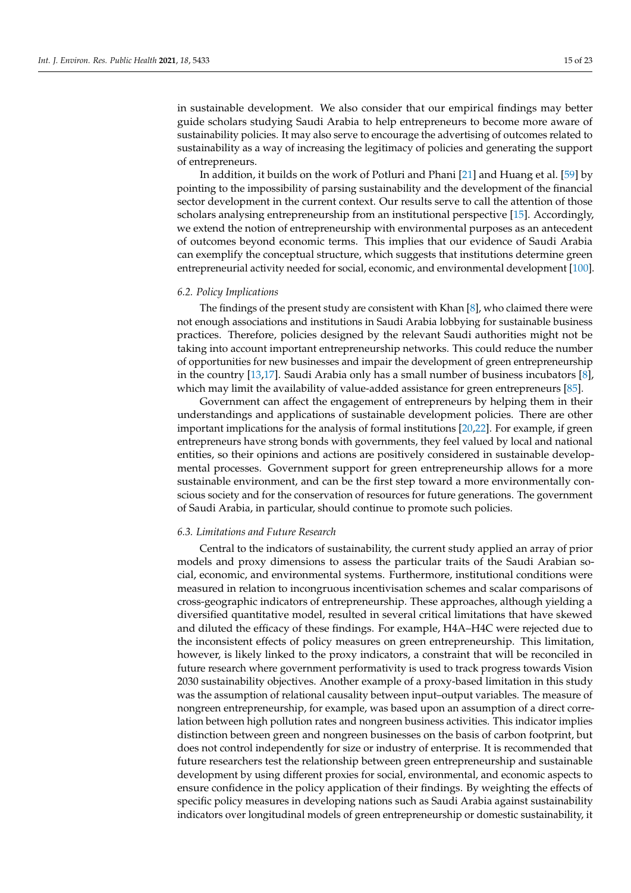in sustainable development. We also consider that our empirical findings may better guide scholars studying Saudi Arabia to help entrepreneurs to become more aware of sustainability policies. It may also serve to encourage the advertising of outcomes related to sustainability as a way of increasing the legitimacy of policies and generating the support of entrepreneurs.

In addition, it builds on the work of Potluri and Phani [21] and Huang et al. [59] by pointing to the impossibility of parsing sustainability and the development of the financial sector development in the current context. Our results serve to call the attention of those scholars analysing entrepreneurship from an institutional perspective [15]. Accordingly, we extend the notion of entrepreneurship with environmental purposes as an antecedent of outcomes beyond economic terms. This implies that our evidence of Saudi Arabia can exemplify the conceptual structure, which suggests that institutions determine green entrepreneurial activity needed for social, economic, and environmental development [100].

### *6.2. Policy Implications*

The findings of the present study are consistent with Khan [8], who claimed there were not enough associations and institutions in Saudi Arabia lobbying for sustainable business practices. Therefore, policies designed by the relevant Saudi authorities might not be taking into account important entrepreneurship networks. This could reduce the number of opportunities for new businesses and impair the development of green entrepreneurship in the country [13,17]. Saudi Arabia only has a small number of business incubators [8], which may limit the availability of value-added assistance for green entrepreneurs [85].

Government can affect the engagement of entrepreneurs by helping them in their understandings and applications of sustainable development policies. There are other important implications for the analysis of formal institutions [20,22]. For example, if green entrepreneurs have strong bonds with governments, they feel valued by local and national entities, so their opinions and actions are positively considered in sustainable developmental processes. Government support for green entrepreneurship allows for a more sustainable environment, and can be the first step toward a more environmentally conscious society and for the conservation of resources for future generations. The government of Saudi Arabia, in particular, should continue to promote such policies.

### *6.3. Limitations and Future Research*

Central to the indicators of sustainability, the current study applied an array of prior models and proxy dimensions to assess the particular traits of the Saudi Arabian social, economic, and environmental systems. Furthermore, institutional conditions were measured in relation to incongruous incentivisation schemes and scalar comparisons of cross-geographic indicators of entrepreneurship. These approaches, although yielding a diversified quantitative model, resulted in several critical limitations that have skewed and diluted the efficacy of these findings. For example, H4A–H4C were rejected due to the inconsistent effects of policy measures on green entrepreneurship. This limitation, however, is likely linked to the proxy indicators, a constraint that will be reconciled in future research where government performativity is used to track progress towards Vision 2030 sustainability objectives. Another example of a proxy-based limitation in this study was the assumption of relational causality between input–output variables. The measure of nongreen entrepreneurship, for example, was based upon an assumption of a direct correlation between high pollution rates and nongreen business activities. This indicator implies distinction between green and nongreen businesses on the basis of carbon footprint, but does not control independently for size or industry of enterprise. It is recommended that future researchers test the relationship between green entrepreneurship and sustainable development by using different proxies for social, environmental, and economic aspects to ensure confidence in the policy application of their findings. By weighting the effects of specific policy measures in developing nations such as Saudi Arabia against sustainability indicators over longitudinal models of green entrepreneurship or domestic sustainability, it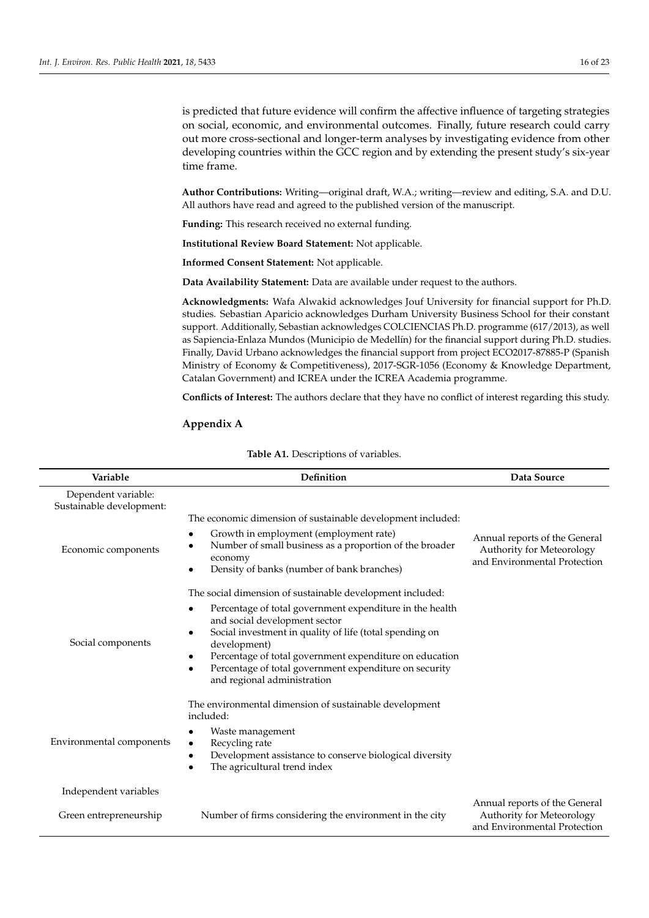is predicted that future evidence will confirm the affective influence of targeting strategies on social, economic, and environmental outcomes. Finally, future research could carry out more cross-sectional and longer-term analyses by investigating evidence from other developing countries within the GCC region and by extending the present study's six-year time frame.

**Author Contributions:** Writing—original draft, W.A.; writing—review and editing, S.A. and D.U. All authors have read and agreed to the published version of the manuscript.

**Funding:** This research received no external funding.

**Institutional Review Board Statement:** Not applicable.

**Informed Consent Statement:** Not applicable.

**Data Availability Statement:** Data are available under request to the authors.

**Acknowledgments:** Wafa Alwakid acknowledges Jouf University for financial support for Ph.D. studies. Sebastian Aparicio acknowledges Durham University Business School for their constant support. Additionally, Sebastian acknowledges COLCIENCIAS Ph.D. programme (617/2013), as well as Sapiencia-Enlaza Mundos (Municipio de Medellín) for the financial support during Ph.D. studies. Finally, David Urbano acknowledges the financial support from project ECO2017-87885-P (Spanish Ministry of Economy & Competitiveness), 2017-SGR-1056 (Economy & Knowledge Department, Catalan Government) and ICREA under the ICREA Academia programme.

**Conflicts of Interest:** The authors declare that they have no conflict of interest regarding this study.

## Appendix A

**Table A1.** Descriptions of variables.

| Variable | Definition | Data Source |
|---|---|---|
| Dependent variable: Sustainable development: | | |
| Economic components | The economic dimension of sustainable development included: • Growth in employment (employment rate) • Number of small business as a proportion of the broader economy • Density of banks (number of bank branches) | Annual reports of the General Authority for Meteorology and Environmental Protection |
| Social components | The social dimension of sustainable development included: • Percentage of total government expenditure in the health and social development sector • Social investment in quality of life (total spending on development) • Percentage of total government expenditure on education • Percentage of total government expenditure on security and regional administration | |
| Environmental components | The environmental dimension of sustainable development included: • Waste management • Recycling rate • Development assistance to conserve biological diversity • The agricultural trend index | |
| Independent variables | | |
| Green entrepreneurship | Number of firms considering the environment in the city | Annual reports of the General Authority for Meteorology and Environmental Protection |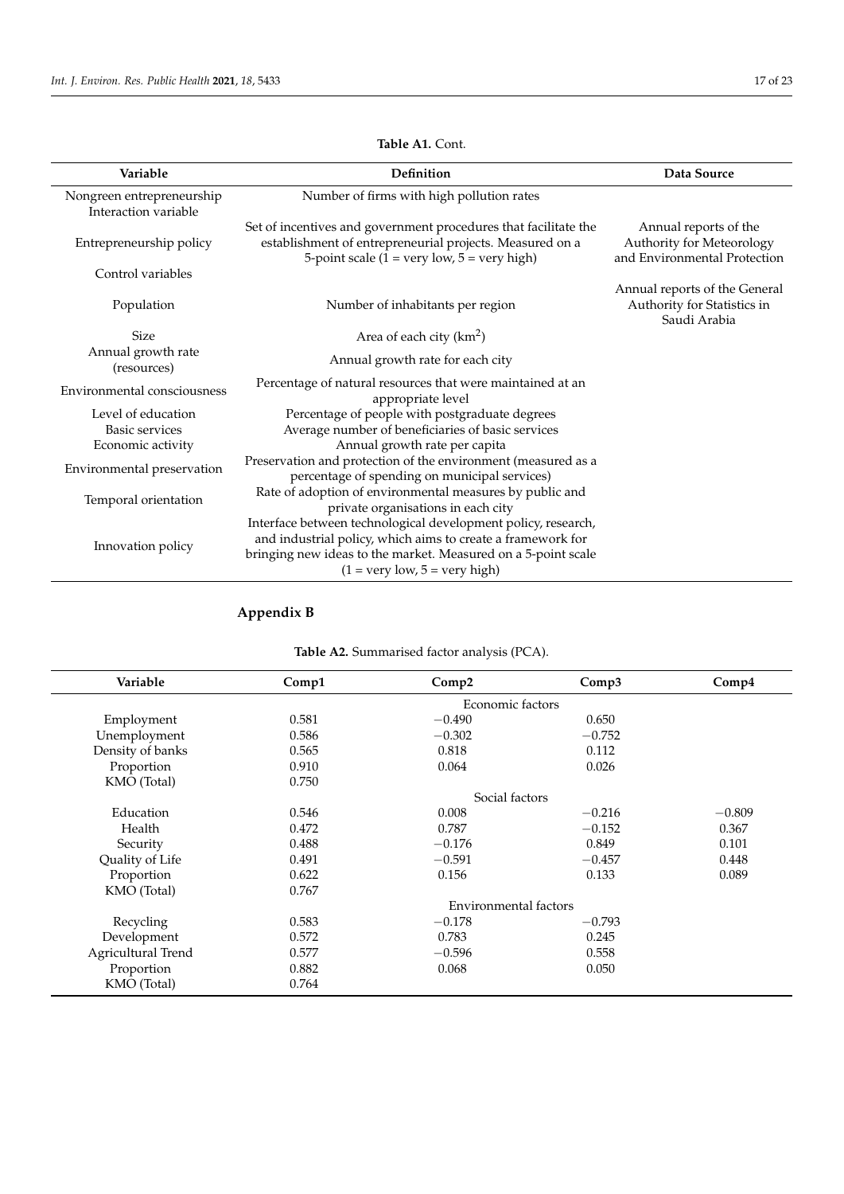**Table A1.** Cont.

| Variable | Definition | Data Source |
|---|---|---|
| Nongreen entrepreneurship | Number of firms with high pollution rates | |
| Interaction variable | | |
| Entrepreneurship policy | Set of incentives and government procedures that facilitate the establishment of entrepreneurial projects. Measured on a 5-point scale (1 = very low, 5 = very high) | Annual reports of the Authority for Meteorology and Environmental Protection |
| Control variables | | |
| Population | Number of inhabitants per region | Annual reports of the General Authority for Statistics in Saudi Arabia |
| Size | Area of each city (km$^2$) | |
| Annual growth rate (resources) | Annual growth rate for each city | |
| Environmental consciousness | Percentage of natural resources that were maintained at an appropriate level | |
| Level of education | Percentage of people with postgraduate degrees | |
| Basic services | Average number of beneficiaries of basic services | |
| Economic activity | Annual growth rate per capita | |
| Environmental preservation | Preservation and protection of the environment (measured as a percentage of spending on municipal services) | |
| Temporal orientation | Rate of adoption of environmental measures by public and private organisations in each city | |
| Innovation policy | Interface between technological development policy, research, and industrial policy, which aims to create a framework for bringing new ideas to the market. Measured on a 5-point scale (1 = very low, 5 = very high) | |

## Appendix B

**Table A2.** Summarised factor analysis (PCA).

| Variable | Comp1 | Comp2 | Comp3 | Comp4 |
|---|---|---|---|---|
| | | Economic factors | | |
| Employment | 0.581 | −0.490 | 0.650 | |
| Unemployment | 0.586 | −0.302 | −0.752 | |
| Density of banks | 0.565 | 0.818 | 0.112 | |
| Proportion | 0.910 | 0.064 | 0.026 | |
| KMO (Total) | 0.750 | | | |
| | | Social factors | | |
| Education | 0.546 | 0.008 | −0.216 | −0.809 |
| Health | 0.472 | 0.787 | −0.152 | 0.367 |
| Security | 0.488 | −0.176 | 0.849 | 0.101 |
| Quality of Life | 0.491 | −0.591 | −0.457 | 0.448 |
| Proportion | 0.622 | 0.156 | 0.133 | 0.089 |
| KMO (Total) | 0.767 | | | |
| | | Environmental factors | | |
| Recycling | 0.583 | −0.178 | −0.793 | |
| Development | 0.572 | 0.783 | 0.245 | |
| Agricultural Trend | 0.577 | −0.596 | 0.558 | |
| Proportion | 0.882 | 0.068 | 0.050 | |
| KMO (Total) | 0.764 | | | |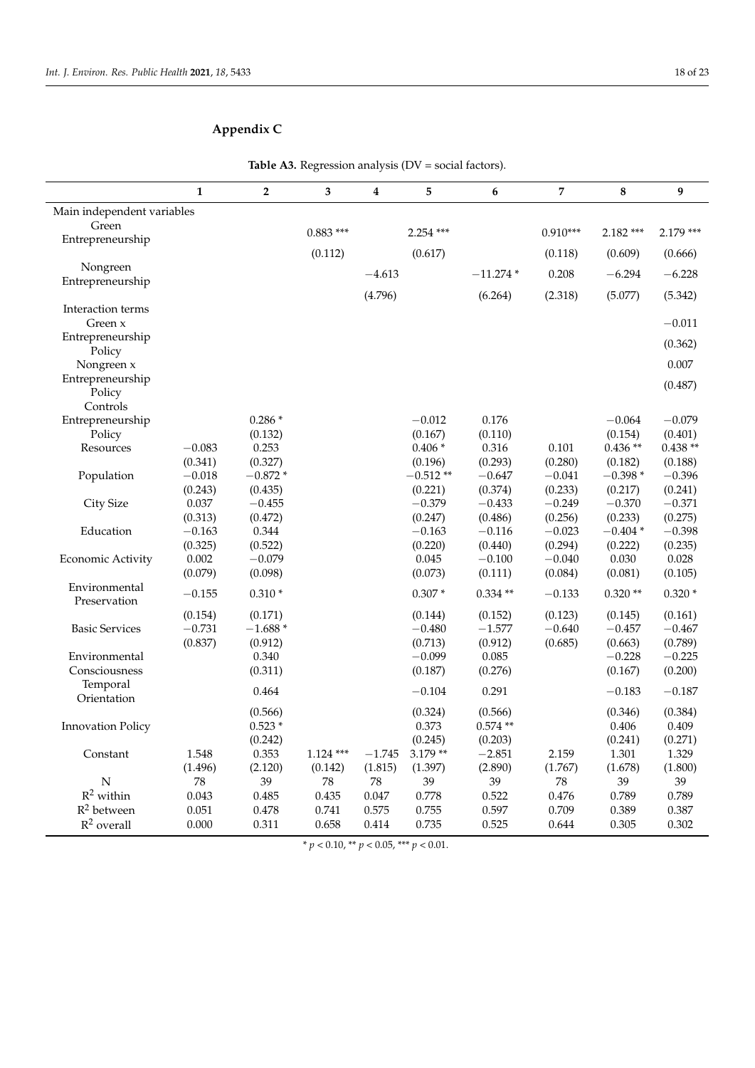## Appendix C

**Table A3.** Regression analysis (DV = social factors).

| | 1 | 2 | 3 | 4 | 5 | 6 | 7 | 8 | 9 |
|---|---|---|---|---|---|---|---|---|---|
| Main independent variables | | | | | | | | | |
| Green Entrepreneurship | | | 0.883 *** | | 2.254 *** | | 0.910*** | 2.182 *** | 2.179 *** |
| | | | (0.112) | | (0.617) | | (0.118) | (0.609) | (0.666) |
| Nongreen Entrepreneurship | | | | −4.613 | | −11.274 * | 0.208 | −6.294 | −6.228 |
| | | | | (4.796) | | (6.264) | (2.318) | (5.077) | (5.342) |
| Interaction terms | | | | | | | | | |
| Green x Entrepreneurship Policy | | | | | | | | | −0.011 |
| | | | | | | | | | (0.362) |
| Nongreen x Entrepreneurship Policy | | | | | | | | | 0.007 |
| | | | | | | | | | (0.487) |
| Controls | | | | | | | | | |
| Entrepreneurship Policy | | 0.286 * | | | −0.012 | 0.176 | | −0.064 | −0.079 |
| | | (0.132) | | | (0.167) | (0.110) | | (0.154) | (0.401) |
| Resources | −0.083 | 0.253 | | | 0.406 * | 0.316 | 0.101 | 0.436 ** | 0.438 ** |
| | (0.341) | (0.327) | | | (0.196) | (0.293) | (0.280) | (0.182) | (0.188) |
| Population | −0.018 | −0.872 * | | | −0.512 ** | −0.647 | −0.041 | −0.398 * | −0.396 |
| | (0.243) | (0.435) | | | (0.221) | (0.374) | (0.233) | (0.217) | (0.241) |
| City Size | 0.037 | −0.455 | | | −0.379 | −0.433 | −0.249 | −0.370 | −0.371 |
| | (0.313) | (0.472) | | | (0.247) | (0.486) | (0.256) | (0.233) | (0.275) |
| Education | −0.163 | 0.344 | | | −0.163 | −0.116 | −0.023 | −0.404 * | −0.398 |
| | (0.325) | (0.522) | | | (0.220) | (0.440) | (0.294) | (0.222) | (0.235) |
| Economic Activity | 0.002 | −0.079 | | | 0.045 | −0.100 | −0.040 | 0.030 | 0.028 |
| | (0.079) | (0.098) | | | (0.073) | (0.111) | (0.084) | (0.081) | (0.105) |
| Environmental Preservation | −0.155 | 0.310 * | | | 0.307 * | 0.334 ** | −0.133 | 0.320 ** | 0.320 * |
| | (0.154) | (0.171) | | | (0.144) | (0.152) | (0.123) | (0.145) | (0.161) |
| Basic Services | −0.731 | −1.688 * | | | −0.480 | −1.577 | −0.640 | −0.457 | −0.467 |
| | (0.837) | (0.912) | | | (0.713) | (0.912) | (0.685) | (0.663) | (0.789) |
| Environmental Consciousness | | 0.340 | | | −0.099 | 0.085 | | −0.228 | −0.225 |
| | | (0.311) | | | (0.187) | (0.276) | | (0.167) | (0.200) |
| Temporal Orientation | | 0.464 | | | −0.104 | 0.291 | | −0.183 | −0.187 |
| | | (0.566) | | | (0.324) | (0.566) | | (0.346) | (0.384) |
| Innovation Policy | | 0.523 * | | | 0.373 | 0.574 ** | | 0.406 | 0.409 |
| | | (0.242) | | | (0.245) | (0.203) | | (0.241) | (0.271) |
| Constant | 1.548 | 0.353 | 1.124 *** | −1.745 | 3.179 ** | −2.851 | 2.159 | 1.301 | 1.329 |
| | (1.496) | (2.120) | (0.142) | (1.815) | (1.397) | (2.890) | (1.767) | (1.678) | (1.800) |
| N | 78 | 39 | 78 | 78 | 39 | 39 | 78 | 39 | 39 |
| $R^2$ within | 0.043 | 0.485 | 0.435 | 0.047 | 0.778 | 0.522 | 0.476 | 0.789 | 0.789 |
| $R^2$ between | 0.051 | 0.478 | 0.741 | 0.575 | 0.755 | 0.597 | 0.709 | 0.389 | 0.387 |
| $R^2$ overall | 0.000 | 0.311 | 0.658 | 0.414 | 0.735 | 0.525 | 0.644 | 0.305 | 0.302 |

\* $p < 0.10$, \*\* $p < 0.05$, \*\*\* $p < 0.01$.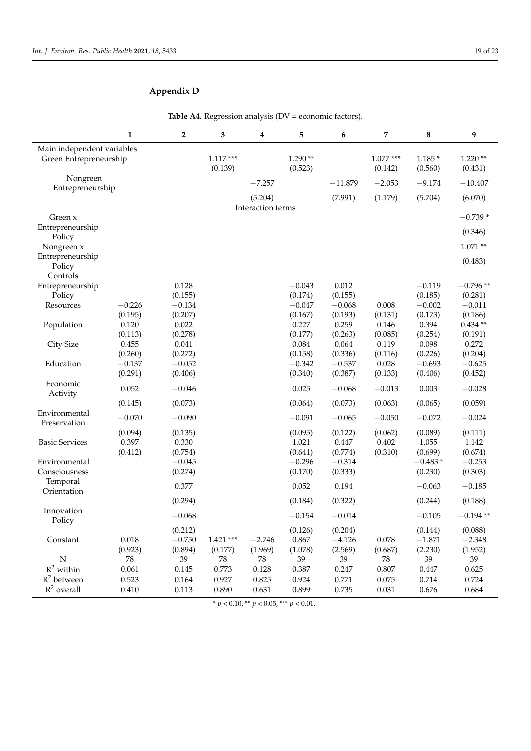## Appendix D

**Table A4.** Regression analysis (DV = economic factors).

| | 1 | 2 | 3 | 4 | 5 | 6 | 7 | 8 | 9 |
|---|---|---|---|---|---|---|---|---|---|
| Main independent variables | | | | | | | | | |
| Green Entrepreneurship | | | 1.117 *** | | 1.290 ** | | 1.077 *** | 1.185 * | 1.220 ** |
| | | | (0.139) | | (0.523) | | (0.142) | (0.560) | (0.431) |
| Nongreen Entrepreneurship | | | | −7.257 | | −11.879 | −2.053 | −9.174 | −10.407 |
| | | | | (5.204) | | (7.991) | (1.179) | (5.704) | (6.070) |
| Interaction terms | | | | | | | | | |
| Green x Entrepreneurship Policy | | | | | | | | | −0.739 * |
| | | | | | | | | | (0.346) |
| Nongreen x Entrepreneurship Policy | | | | | | | | | 1.071 ** |
| | | | | | | | | | (0.483) |
| Controls | | | | | | | | | |
| Entrepreneurship Policy | | 0.128 | | | −0.043 | 0.012 | | −0.119 | −0.796 ** |
| | | (0.155) | | | (0.174) | (0.155) | | (0.185) | (0.281) |
| Resources | −0.226 | −0.134 | | | −0.047 | −0.068 | 0.008 | −0.002 | −0.011 |
| | (0.195) | (0.207) | | | (0.167) | (0.193) | (0.131) | (0.173) | (0.186) |
| Population | 0.120 | 0.022 | | | 0.227 | 0.259 | 0.146 | 0.394 | 0.434 ** |
| | (0.113) | (0.278) | | | (0.177) | (0.263) | (0.085) | (0.254) | (0.191) |
| City Size | 0.455 | 0.041 | | | 0.084 | 0.064 | 0.119 | 0.098 | 0.272 |
| | (0.260) | (0.272) | | | (0.158) | (0.336) | (0.116) | (0.226) | (0.204) |
| Education | −0.137 | −0.052 | | | −0.342 | −0.537 | 0.028 | −0.693 | −0.625 |
| | (0.291) | (0.406) | | | (0.340) | (0.387) | (0.133) | (0.406) | (0.452) |
| Economic Activity | 0.052 | −0.046 | | | 0.025 | −0.068 | −0.013 | 0.003 | −0.028 |
| | (0.145) | (0.073) | | | (0.064) | (0.073) | (0.063) | (0.065) | (0.059) |
| Environmental Preservation | −0.070 | −0.090 | | | −0.091 | −0.065 | −0.050 | −0.072 | −0.024 |
| | (0.094) | (0.135) | | | (0.095) | (0.122) | (0.062) | (0.089) | (0.111) |
| Basic Services | 0.397 | 0.330 | | | 1.021 | 0.447 | 0.402 | 1.055 | 1.142 |
| | (0.412) | (0.754) | | | (0.641) | (0.774) | (0.310) | (0.699) | (0.674) |
| Environmental Consciousness | | −0.045 | | | −0.296 | −0.314 | | −0.483 * | −0.253 |
| | | (0.274) | | | (0.170) | (0.333) | | (0.230) | (0.303) |
| Temporal Orientation | | 0.377 | | | 0.052 | 0.194 | | −0.063 | −0.185 |
| | | (0.294) | | | (0.184) | (0.322) | | (0.244) | (0.188) |
| Innovation Policy | | −0.068 | | | −0.154 | −0.014 | | −0.105 | −0.194 ** |
| | | (0.212) | | | (0.126) | (0.204) | | (0.144) | (0.088) |
| Constant | 0.018 | −0.750 | 1.421 *** | −2.746 | 0.867 | −4.126 | 0.078 | −1.871 | −2.348 |
| | (0.923) | (0.894) | (0.177) | (1.969) | (1.078) | (2.569) | (0.687) | (2.230) | (1.952) |
| N | 78 | 39 | 78 | 78 | 39 | 39 | 78 | 39 | 39 |
| $R^2$ within | 0.061 | 0.145 | 0.773 | 0.128 | 0.387 | 0.247 | 0.807 | 0.447 | 0.625 |
| $R^2$ between | 0.523 | 0.164 | 0.927 | 0.825 | 0.924 | 0.771 | 0.075 | 0.714 | 0.724 |
| $R^2$ overall | 0.410 | 0.113 | 0.890 | 0.631 | 0.899 | 0.735 | 0.031 | 0.676 | 0.684 |

* $p < 0.10$, ** $p < 0.05$, *** $p < 0.01$.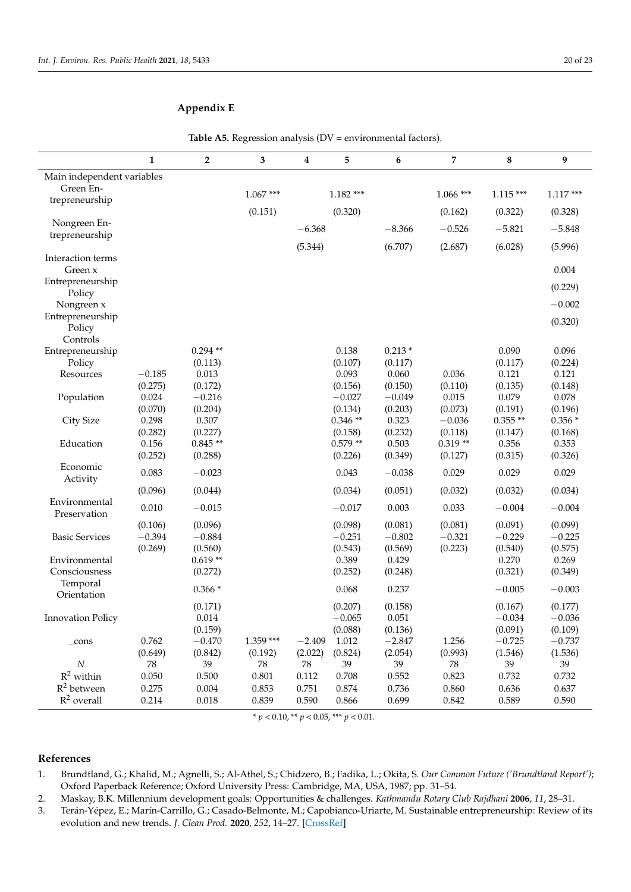## Appendix E

**Table A5.** Regression analysis (DV = environmental factors).

| | 1 | 2 | 3 | 4 | 5 | 6 | 7 | 8 | 9 |
|---|---|---|---|---|---|---|---|---|---|
| Main independent variables | | | | | | | | | |
| Green Entrepreneurship | | | 1.067 *** | | 1.182 *** | | 1.066 *** | 1.115 *** | 1.117 *** |
| | | | (0.151) | | (0.320) | | (0.162) | (0.322) | (0.328) |
| Nongreen Entrepreneurship | | | | −6.368 | | −8.366 | −0.526 | −5.821 | −5.848 |
| | | | | (5.344) | | (6.707) | (2.687) | (6.028) | (5.996) |
| Interaction terms | | | | | | | | | |
| Green x Entrepreneurship Policy | | | | | | | | | 0.004 |
| | | | | | | | | | (0.229) |
| Nongreen x Entrepreneurship Policy | | | | | | | | | −0.002 |
| | | | | | | | | | (0.320) |
| Controls | | | | | | | | | |
| Entrepreneurship Policy | | 0.294 ** | | | 0.138 | 0.213 * | | 0.090 | 0.096 |
| | | (0.113) | | | (0.107) | (0.117) | | (0.117) | (0.224) |
| Resources | −0.185 | 0.013 | | | 0.093 | 0.060 | 0.036 | 0.121 | 0.121 |
| | (0.275) | (0.172) | | | (0.156) | (0.150) | (0.110) | (0.135) | (0.148) |
| Population | 0.024 | −0.216 | | | −0.027 | −0.049 | 0.015 | 0.079 | 0.078 |
| | (0.070) | (0.204) | | | (0.134) | (0.203) | (0.073) | (0.191) | (0.196) |
| City Size | 0.298 | 0.307 | | | 0.346 ** | 0.323 | −0.036 | 0.355 ** | 0.356 * |
| | (0.282) | (0.227) | | | (0.158) | (0.232) | (0.118) | (0.147) | (0.168) |
| Education | 0.156 | 0.845 ** | | | 0.579 ** | 0.503 | 0.319 ** | 0.356 | 0.353 |
| | (0.252) | (0.288) | | | (0.226) | (0.349) | (0.127) | (0.315) | (0.326) |
| Economic Activity | 0.083 | −0.023 | | | 0.043 | −0.038 | 0.029 | 0.029 | 0.029 |
| | (0.096) | (0.044) | | | (0.034) | (0.051) | (0.032) | (0.032) | (0.034) |
| Environmental Preservation | 0.010 | −0.015 | | | −0.017 | 0.003 | 0.033 | −0.004 | −0.004 |
| | (0.106) | (0.096) | | | (0.098) | (0.081) | (0.081) | (0.091) | (0.099) |
| Basic Services | −0.394 | −0.884 | | | −0.251 | −0.802 | −0.321 | −0.229 | −0.225 |
| | (0.269) | (0.560) | | | (0.543) | (0.569) | (0.223) | (0.540) | (0.575) |
| Environmental Consciousness | | 0.619 ** | | | 0.389 | 0.429 | | 0.270 | 0.269 |
| | | (0.272) | | | (0.252) | (0.248) | | (0.321) | (0.349) |
| Temporal Orientation | | 0.366 * | | | 0.068 | 0.237 | | −0.005 | −0.003 |
| | | (0.171) | | | (0.207) | (0.158) | | (0.167) | (0.177) |
| Innovation Policy | | 0.014 | | | −0.065 | 0.051 | | −0.034 | −0.036 |
| | | (0.159) | | | (0.088) | (0.136) | | (0.091) | (0.109) |
| _cons | 0.762 | −0.470 | 1.359 *** | −2.409 | 1.012 | −2.847 | 1.256 | −0.725 | −0.737 |
| | (0.649) | (0.842) | (0.192) | (2.022) | (0.824) | (2.054) | (0.993) | (1.546) | (1.536) |
| *N* | 78 | 39 | 78 | 78 | 39 | 39 | 78 | 39 | 39 |
| $R^2$ within | 0.050 | 0.500 | 0.801 | 0.112 | 0.708 | 0.552 | 0.823 | 0.732 | 0.732 |
| $R^2$ between | 0.275 | 0.004 | 0.853 | 0.751 | 0.874 | 0.736 | 0.860 | 0.636 | 0.637 |
| $R^2$ overall | 0.214 | 0.018 | 0.839 | 0.590 | 0.866 | 0.699 | 0.842 | 0.589 | 0.590 |

* $p < 0.10$, ** $p < 0.05$, *** $p < 0.01$.

## References

1. Brundtland, G.; Khalid, M.; Agnelli, S.; Al-Athel, S.; Chidzero, B.; Fadika, L.; Okita, S. *Our Common Future ('Brundtland Report')*; Oxford Paperback Reference; Oxford University Press: Cambridge, MA, USA, 1987; pp. 31–54.
2. Maskay, B.K. Millennium development goals: Opportunities & challenges. *Kathmandu Rotary Club Rajdhani* **2006**, *11*, 28–31.
3. Terán-Yépez, E.; Marín-Carrillo, G.; Casado-Belmonte, M.; Capobianco-Uriarte, M. Sustainable entrepreneurship: Review of its evolution and new trends. *J. Clean Prod.* **2020**, *252*, 14–27. [CrossRef]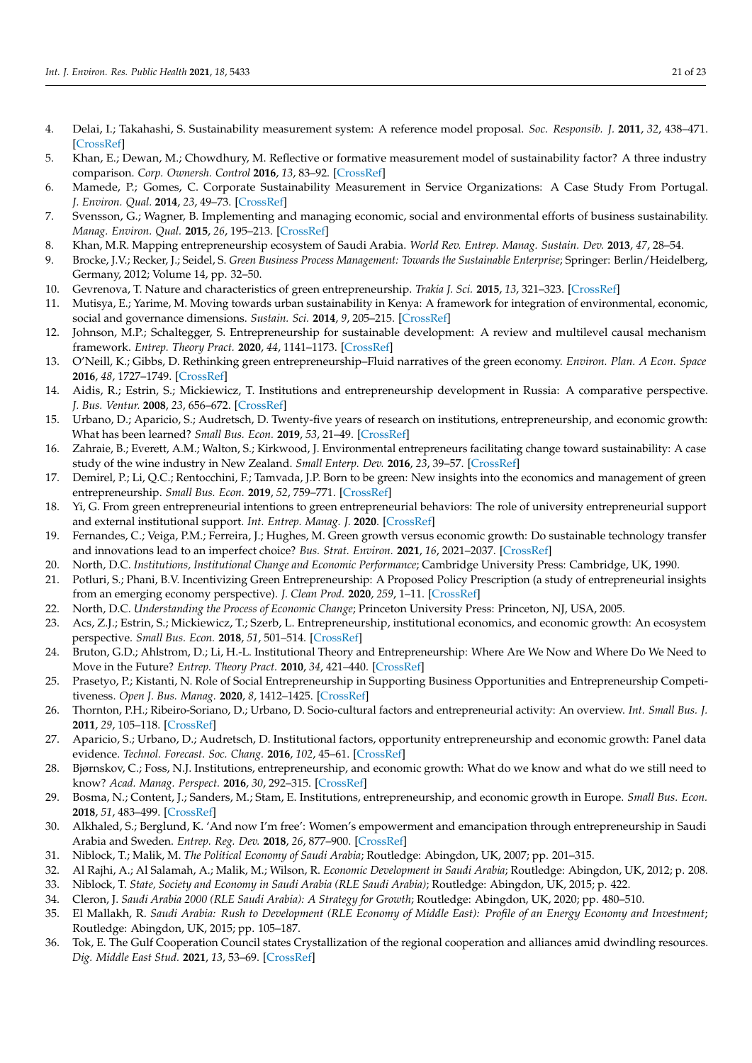4. Delai, I.; Takahashi, S. Sustainability measurement system: A reference model proposal. *Soc. Responsib. J.* **2011**, *32*, 438–471. [CrossRef]
5. Khan, E.; Dewan, M.; Chowdhury, M. Reflective or formative measurement model of sustainability factor? A three industry comparison. *Corp. Ownersh. Control* **2016**, *13*, 83–92. [CrossRef]
6. Mamede, P.; Gomes, C. Corporate Sustainability Measurement in Service Organizations: A Case Study From Portugal. *J. Environ. Qual.* **2014**, *23*, 49–73. [CrossRef]
7. Svensson, G.; Wagner, B. Implementing and managing economic, social and environmental efforts of business sustainability. *Manag. Environ. Qual.* **2015**, *26*, 195–213. [CrossRef]
8. Khan, M.R. Mapping entrepreneurship ecosystem of Saudi Arabia. *World Rev. Entrep. Manag. Sustain. Dev.* **2013**, *47*, 28–54.
9. Brocke, J.V.; Recker, J.; Seidel, S. *Green Business Process Management: Towards the Sustainable Enterprise*; Springer: Berlin/Heidelberg, Germany, 2012; Volume 14, pp. 32–50.
10. Gevrenova, T. Nature and characteristics of green entrepreneurship. *Trakia J. Sci.* **2015**, *13*, 321–323. [CrossRef]
11. Mutisya, E.; Yarime, M. Moving towards urban sustainability in Kenya: A framework for integration of environmental, economic, social and governance dimensions. *Sustain. Sci.* **2014**, *9*, 205–215. [CrossRef]
12. Johnson, M.P.; Schaltegger, S. Entrepreneurship for sustainable development: A review and multilevel causal mechanism framework. *Entrep. Theory Pract.* **2020**, *44*, 1141–1173. [CrossRef]
13. O'Neill, K.; Gibbs, D. Rethinking green entrepreneurship–Fluid narratives of the green economy. *Environ. Plan. A Econ. Space* **2016**, *48*, 1727–1749. [CrossRef]
14. Aidis, R.; Estrin, S.; Mickiewicz, T. Institutions and entrepreneurship development in Russia: A comparative perspective. *J. Bus. Ventur.* **2008**, *23*, 656–672. [CrossRef]
15. Urbano, D.; Aparicio, S.; Audretsch, D. Twenty-five years of research on institutions, entrepreneurship, and economic growth: What has been learned? *Small Bus. Econ.* **2019**, *53*, 21–49. [CrossRef]
16. Zahraie, B.; Everett, A.M.; Walton, S.; Kirkwood, J. Environmental entrepreneurs facilitating change toward sustainability: A case study of the wine industry in New Zealand. *Small Enterp. Dev.* **2016**, *23*, 39–57. [CrossRef]
17. Demirel, P.; Li, Q.C.; Rentocchini, F.; Tamvada, J.P. Born to be green: New insights into the economics and management of green entrepreneurship. *Small Bus. Econ.* **2019**, *52*, 759–771. [CrossRef]
18. Yi, G. From green entrepreneurial intentions to green entrepreneurial behaviors: The role of university entrepreneurial support and external institutional support. *Int. Entrep. Manag. J.* **2020**. [CrossRef]
19. Fernandes, C.; Veiga, P.M.; Ferreira, J.; Hughes, M. Green growth versus economic growth: Do sustainable technology transfer and innovations lead to an imperfect choice? *Bus. Strat. Environ.* **2021**, *16*, 2021–2037. [CrossRef]
20. North, D.C. *Institutions, Institutional Change and Economic Performance*; Cambridge University Press: Cambridge, UK, 1990.
21. Potluri, S.; Phani, B.V. Incentivizing Green Entrepreneurship: A Proposed Policy Prescription (a study of entrepreneurial insights from an emerging economy perspective). *J. Clean Prod.* **2020**, *259*, 1–11. [CrossRef]
22. North, D.C. *Understanding the Process of Economic Change*; Princeton University Press: Princeton, NJ, USA, 2005.
23. Acs, Z.J.; Estrin, S.; Mickiewicz, T.; Szerb, L. Entrepreneurship, institutional economics, and economic growth: An ecosystem perspective. *Small Bus. Econ.* **2018**, *51*, 501–514. [CrossRef]
24. Bruton, G.D.; Ahlstrom, D.; Li, H.-L. Institutional Theory and Entrepreneurship: Where Are We Now and Where Do We Need to Move in the Future? *Entrep. Theory Pract.* **2010**, *34*, 421–440. [CrossRef]
25. Prasetyo, P.; Kistanti, N. Role of Social Entrepreneurship in Supporting Business Opportunities and Entrepreneurship Competitiveness. *Open J. Bus. Manag.* **2020**, *8*, 1412–1425. [CrossRef]
26. Thornton, P.H.; Ribeiro-Soriano, D.; Urbano, D. Socio-cultural factors and entrepreneurial activity: An overview. *Int. Small Bus. J.* **2011**, *29*, 105–118. [CrossRef]
27. Aparicio, S.; Urbano, D.; Audretsch, D. Institutional factors, opportunity entrepreneurship and economic growth: Panel data evidence. *Technol. Forecast. Soc. Chang.* **2016**, *102*, 45–61. [CrossRef]
28. Bjørnskov, C.; Foss, N.J. Institutions, entrepreneurship, and economic growth: What do we know and what do we still need to know? *Acad. Manag. Perspect.* **2016**, *30*, 292–315. [CrossRef]
29. Bosma, N.; Content, J.; Sanders, M.; Stam, E. Institutions, entrepreneurship, and economic growth in Europe. *Small Bus. Econ.* **2018**, *51*, 483–499. [CrossRef]
30. Alkhaled, S.; Berglund, K. 'And now I'm free': Women's empowerment and emancipation through entrepreneurship in Saudi Arabia and Sweden. *Entrep. Reg. Dev.* **2018**, *26*, 877–900. [CrossRef]
31. Niblock, T.; Malik, M. *The Political Economy of Saudi Arabia*; Routledge: Abingdon, UK, 2007; pp. 201–315.
32. Al Rajhi, A.; Al Salamah, A.; Malik, M.; Wilson, R. *Economic Development in Saudi Arabia*; Routledge: Abingdon, UK, 2012; p. 208.
33. Niblock, T. *State, Society and Economy in Saudi Arabia (RLE Saudi Arabia)*; Routledge: Abingdon, UK, 2015; p. 422.
34. Cleron, J. *Saudi Arabia 2000 (RLE Saudi Arabia): A Strategy for Growth*; Routledge: Abingdon, UK, 2020; pp. 480–510.
35. El Mallakh, R. *Saudi Arabia: Rush to Development (RLE Economy of Middle East): Profile of an Energy Economy and Investment*; Routledge: Abingdon, UK, 2015; pp. 105–187.
36. Tok, E. The Gulf Cooperation Council states Crystallization of the regional cooperation and alliances amid dwindling resources. *Dig. Middle East Stud.* **2021**, *13*, 53–69. [CrossRef]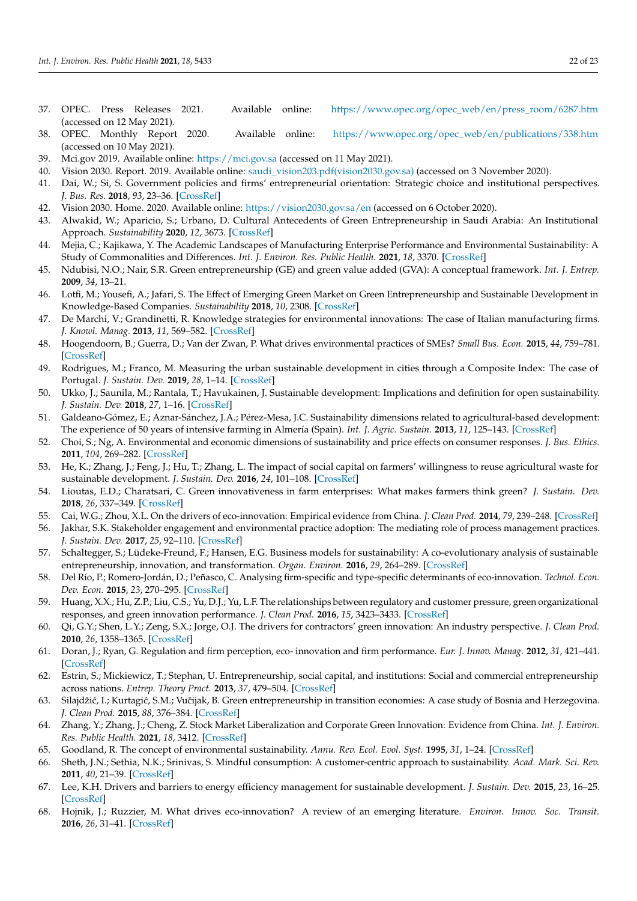37. OPEC. Press Releases 2021. Available online: https://www.opec.org/opec_web/en/press_room/6287.htm (accessed on 12 May 2021).
38. OPEC. Monthly Report 2020. Available online: https://www.opec.org/opec_web/en/publications/338.htm (accessed on 10 May 2021).
39. Mci.gov 2019. Available online: https://mci.gov.sa (accessed on 11 May 2021).
40. Vision 2030. Report. 2019. Available online: saudi_vision203.pdf(vision2030.gov.sa) (accessed on 3 November 2020).
41. Dai, W.; Si, S. Government policies and firms' entrepreneurial orientation: Strategic choice and institutional perspectives. *J. Bus. Res.* **2018**, *93*, 23–36. [CrossRef]
42. Vision 2030. Home. 2020. Available online: https://vision2030.gov.sa/en (accessed on 6 October 2020).
43. Alwakid, W.; Aparicio, S.; Urbano, D. Cultural Antecedents of Green Entrepreneurship in Saudi Arabia: An Institutional Approach. *Sustainability* **2020**, *12*, 3673. [CrossRef]
44. Mejia, C.; Kajikawa, Y. The Academic Landscapes of Manufacturing Enterprise Performance and Environmental Sustainability: A Study of Commonalities and Differences. *Int. J. Environ. Res. Public Health.* **2021**, *18*, 3370. [CrossRef]
45. Ndubisi, N.O.; Nair, S.R. Green entrepreneurship (GE) and green value added (GVA): A conceptual framework. *Int. J. Entrep.* **2009**, *34*, 13–21.
46. Lotfi, M.; Yousefi, A.; Jafari, S. The Effect of Emerging Green Market on Green Entrepreneurship and Sustainable Development in Knowledge-Based Companies. *Sustainability* **2018**, *10*, 2308. [CrossRef]
47. De Marchi, V.; Grandinetti, R. Knowledge strategies for environmental innovations: The case of Italian manufacturing firms. *J. Knowl. Manag.* **2013**, *11*, 569–582. [CrossRef]
48. Hoogendoorn, B.; Guerra, D.; Van der Zwan, P. What drives environmental practices of SMEs? *Small Bus. Econ.* **2015**, *44*, 759–781. [CrossRef]
49. Rodrigues, M.; Franco, M. Measuring the urban sustainable development in cities through a Composite Index: The case of Portugal. *J. Sustain. Dev.* **2019**, *28*, 1–14. [CrossRef]
50. Ukko, J.; Saunila, M.; Rantala, T.; Havukainen, J. Sustainable development: Implications and definition for open sustainability. *J. Sustain. Dev.* **2018**, *27*, 1–16. [CrossRef]
51. Galdeano-Gómez, E.; Aznar-Sánchez, J.A.; Pérez-Mesa, J.C. Sustainability dimensions related to agricultural-based development: The experience of 50 years of intensive farming in Almería (Spain). *Int. J. Agric. Sustain.* **2013**, *11*, 125–143. [CrossRef]
52. Choi, S.; Ng, A. Environmental and economic dimensions of sustainability and price effects on consumer responses. *J. Bus. Ethics.* **2011**, *104*, 269–282. [CrossRef]
53. He, K.; Zhang, J.; Feng, J.; Hu, T.; Zhang, L. The impact of social capital on farmers' willingness to reuse agricultural waste for sustainable development. *J. Sustain. Dev.* **2016**, *24*, 101–108. [CrossRef]
54. Lioutas, E.D.; Charatsari, C. Green innovativeness in farm enterprises: What makes farmers think green? *J. Sustain. Dev.* **2018**, *26*, 337–349. [CrossRef]
55. Cai, W.G.; Zhou, X.L. On the drivers of eco-innovation: Empirical evidence from China. *J. Clean Prod.* **2014**, *79*, 239–248. [CrossRef]
56. Jakhar, S.K. Stakeholder engagement and environmental practice adoption: The mediating role of process management practices. *J. Sustain. Dev.* **2017**, *25*, 92–110. [CrossRef]
57. Schaltegger, S.; Lüdeke-Freund, F.; Hansen, E.G. Business models for sustainability: A co-evolutionary analysis of sustainable entrepreneurship, innovation, and transformation. *Organ. Environ.* **2016**, *29*, 264–289. [CrossRef]
58. Del Río, P.; Romero-Jordán, D.; Peñasco, C. Analysing firm-specific and type-specific determinants of eco-innovation. *Technol. Econ. Dev. Econ.* **2015**, *23*, 270–295. [CrossRef]
59. Huang, X.X.; Hu, Z.P.; Liu, C.S.; Yu, D.J.; Yu, L.F. The relationships between regulatory and customer pressure, green organizational responses, and green innovation performance. *J. Clean Prod.* **2016**, *15*, 3423–3433. [CrossRef]
60. Qi, G.Y.; Shen, L.Y.; Zeng, S.X.; Jorge, O.J. The drivers for contractors' green innovation: An industry perspective. *J. Clean Prod.* **2010**, *26*, 1358–1365. [CrossRef]
61. Doran, J.; Ryan, G. Regulation and firm perception, eco- innovation and firm performance. *Eur. J. Innov. Manag.* **2012**, *31*, 421–441. [CrossRef]
62. Estrin, S.; Mickiewicz, T.; Stephan, U. Entrepreneurship, social capital, and institutions: Social and commercial entrepreneurship across nations. *Entrep. Theory Pract.* **2013**, *37*, 479–504. [CrossRef]
63. Silajdžić, I.; Kurtagić, S.M.; Vučijak, B. Green entrepreneurship in transition economies: A case study of Bosnia and Herzegovina. *J. Clean Prod.* **2015**, *88*, 376–384. [CrossRef]
64. Zhang, Y.; Zhang, J.; Cheng, Z. Stock Market Liberalization and Corporate Green Innovation: Evidence from China. *Int. J. Environ. Res. Public Health.* **2021**, *18*, 3412. [CrossRef]
65. Goodland, R. The concept of environmental sustainability. *Annu. Rev. Ecol. Evol. Syst.* **1995**, *31*, 1–24. [CrossRef]
66. Sheth, J.N.; Sethia, N.K.; Srinivas, S. Mindful consumption: A customer-centric approach to sustainability. *Acad. Mark. Sci. Rev.* **2011**, *40*, 21–39. [CrossRef]
67. Lee, K.H. Drivers and barriers to energy efficiency management for sustainable development. *J. Sustain. Dev.* **2015**, *23*, 16–25. [CrossRef]
68. Hojnik, J.; Ruzzier, M. What drives eco-innovation? A review of an emerging literature. *Environ. Innov. Soc. Transit.* **2016**, *26*, 31–41. [CrossRef]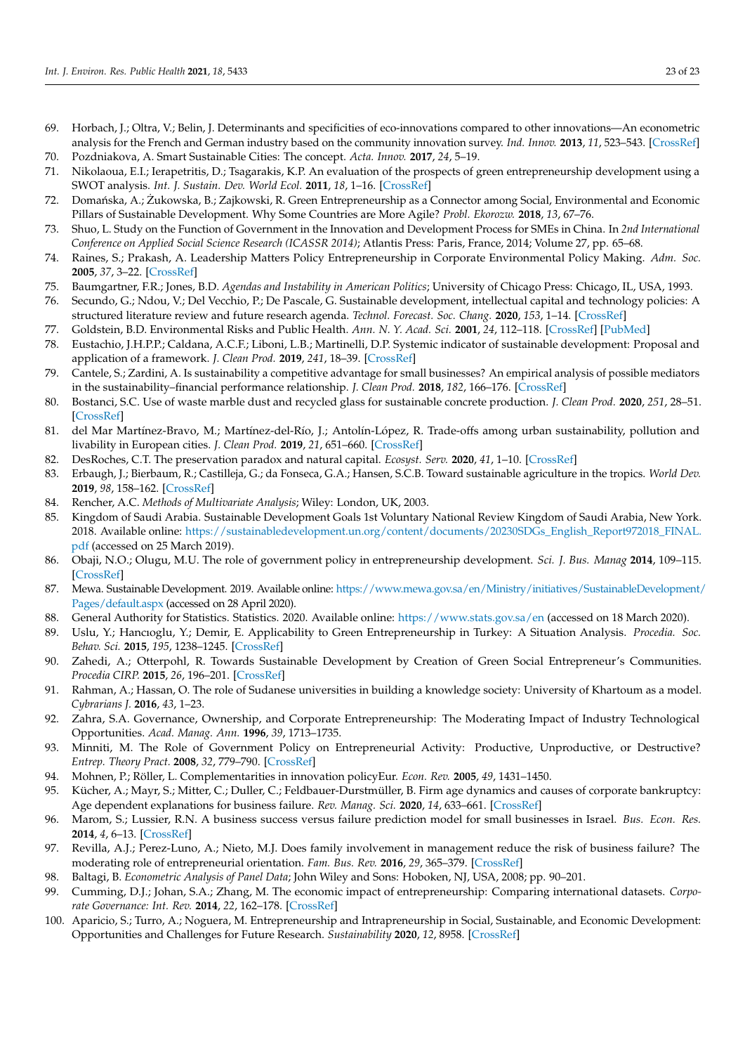69. Horbach, J.; Oltra, V.; Belin, J. Determinants and specificities of eco-innovations compared to other innovations—An econometric analysis for the French and German industry based on the community innovation survey. *Ind. Innov.* **2013**, *11*, 523–543. [CrossRef]
70. Pozdniakova, A. Smart Sustainable Cities: The concept. *Acta. Innov.* **2017**, *24*, 5–19.
71. Nikolaoua, E.I.; Ierapetritis, D.; Tsagarakis, K.P. An evaluation of the prospects of green entrepreneurship development using a SWOT analysis. *Int. J. Sustain. Dev. World Ecol.* **2011**, *18*, 1–16. [CrossRef]
72. Domańska, A.; Żukowska, B.; Zajkowski, R. Green Entrepreneurship as a Connector among Social, Environmental and Economic Pillars of Sustainable Development. Why Some Countries are More Agile? *Probl. Ekorozw.* **2018**, *13*, 67–76.
73. Shuo, L. Study on the Function of Government in the Innovation and Development Process for SMEs in China. In *2nd International Conference on Applied Social Science Research (ICASSR 2014)*; Atlantis Press: Paris, France, 2014; Volume 27, pp. 65–68.
74. Raines, S.; Prakash, A. Leadership Matters Policy Entrepreneurship in Corporate Environmental Policy Making. *Adm. Soc.* **2005**, *37*, 3–22. [CrossRef]
75. Baumgartner, F.R.; Jones, B.D. *Agendas and Instability in American Politics*; University of Chicago Press: Chicago, IL, USA, 1993.
76. Secundo, G.; Ndou, V.; Del Vecchio, P.; De Pascale, G. Sustainable development, intellectual capital and technology policies: A structured literature review and future research agenda. *Technol. Forecast. Soc. Chang.* **2020**, *153*, 1–14. [CrossRef]
77. Goldstein, B.D. Environmental Risks and Public Health. *Ann. N. Y. Acad. Sci.* **2001**, *24*, 112–118. [CrossRef] [PubMed]
78. Eustachio, J.H.P.P.; Caldana, A.C.F.; Liboni, L.B.; Martinelli, D.P. Systemic indicator of sustainable development: Proposal and application of a framework. *J. Clean Prod.* **2019**, *241*, 18–39. [CrossRef]
79. Cantele, S.; Zardini, A. Is sustainability a competitive advantage for small businesses? An empirical analysis of possible mediators in the sustainability–financial performance relationship. *J. Clean Prod.* **2018**, *182*, 166–176. [CrossRef]
80. Bostanci, S.C. Use of waste marble dust and recycled glass for sustainable concrete production. *J. Clean Prod.* **2020**, *251*, 28–51. [CrossRef]
81. del Mar Martínez-Bravo, M.; Martínez-del-Río, J.; Antolín-López, R. Trade-offs among urban sustainability, pollution and livability in European cities. *J. Clean Prod.* **2019**, *21*, 651–660. [CrossRef]
82. DesRoches, C.T. The preservation paradox and natural capital. *Ecosyst. Serv.* **2020**, *41*, 1–10. [CrossRef]
83. Erbaugh, J.; Bierbaum, R.; Castilleja, G.; da Fonseca, G.A.; Hansen, S.C.B. Toward sustainable agriculture in the tropics. *World Dev.* **2019**, *98*, 158–162. [CrossRef]
84. Rencher, A.C. *Methods of Multivariate Analysis*; Wiley: London, UK, 2003.
85. Kingdom of Saudi Arabia. Sustainable Development Goals 1st Voluntary National Review Kingdom of Saudi Arabia, New York. 2018. Available online: https://sustainabledevelopment.un.org/content/documents/20230SDGs_English_Report972018_FINAL.pdf (accessed on 25 March 2019).
86. Obaji, N.O.; Olugu, M.U. The role of government policy in entrepreneurship development. *Sci. J. Bus. Manag* **2014**, 109–115. [CrossRef]
87. Mewa. Sustainable Development. 2019. Available online: https://www.mewa.gov.sa/en/Ministry/initiatives/SustainableDevelopment/Pages/default.aspx (accessed on 28 April 2020).
88. General Authority for Statistics. Statistics. 2020. Available online: https://www.stats.gov.sa/en (accessed on 18 March 2020).
89. Uslu, Y.; Hancıoglu, Y.; Demir, E. Applicability to Green Entrepreneurship in Turkey: A Situation Analysis. *Procedia. Soc. Behav. Sci.* **2015**, *195*, 1238–1245. [CrossRef]
90. Zahedi, A.; Otterpohl, R. Towards Sustainable Development by Creation of Green Social Entrepreneur's Communities. *Procedia CIRP.* **2015**, *26*, 196–201. [CrossRef]
91. Rahman, A.; Hassan, O. The role of Sudanese universities in building a knowledge society: University of Khartoum as a model. *Cybrarians J.* **2016**, *43*, 1–23.
92. Zahra, S.A. Governance, Ownership, and Corporate Entrepreneurship: The Moderating Impact of Industry Technological Opportunities. *Acad. Manag. Ann.* **1996**, *39*, 1713–1735.
93. Minniti, M. The Role of Government Policy on Entrepreneurial Activity: Productive, Unproductive, or Destructive? *Entrep. Theory Pract.* **2008**, *32*, 779–790. [CrossRef]
94. Mohnen, P.; Röller, L. Complementarities in innovation policyEur. *Econ. Rev.* **2005**, *49*, 1431–1450.
95. Kücher, A.; Mayr, S.; Mitter, C.; Duller, C.; Feldbauer-Durstmüller, B. Firm age dynamics and causes of corporate bankruptcy: Age dependent explanations for business failure. *Rev. Manag. Sci.* **2020**, *14*, 633–661. [CrossRef]
96. Marom, S.; Lussier, R.N. A business success versus failure prediction model for small businesses in Israel. *Bus. Econ. Res.* **2014**, *4*, 6–13. [CrossRef]
97. Revilla, A.J.; Perez-Luno, A.; Nieto, M.J. Does family involvement in management reduce the risk of business failure? The moderating role of entrepreneurial orientation. *Fam. Bus. Rev.* **2016**, *29*, 365–379. [CrossRef]
98. Baltagi, B. *Econometric Analysis of Panel Data*; John Wiley and Sons: Hoboken, NJ, USA, 2008; pp. 90–201.
99. Cumming, D.J.; Johan, S.A.; Zhang, M. The economic impact of entrepreneurship: Comparing international datasets. *Corporate Governance: Int. Rev.* **2014**, *22*, 162–178. [CrossRef]
100. Aparicio, S.; Turro, A.; Noguera, M. Entrepreneurship and Intrapreneurship in Social, Sustainable, and Economic Development: Opportunities and Challenges for Future Research. *Sustainability* **2020**, *12*, 8958. [CrossRef]